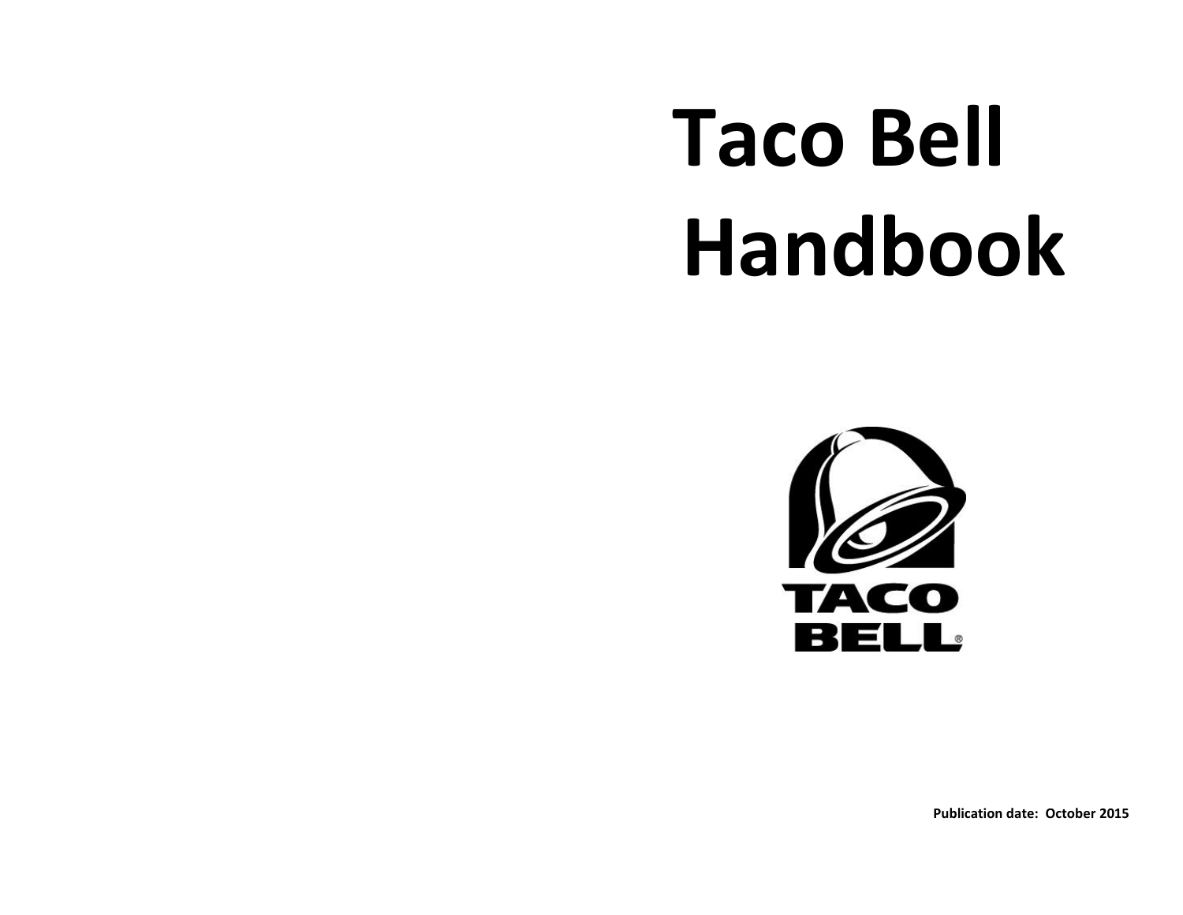# Taco Bell Handbook

**Publication date: October 2015**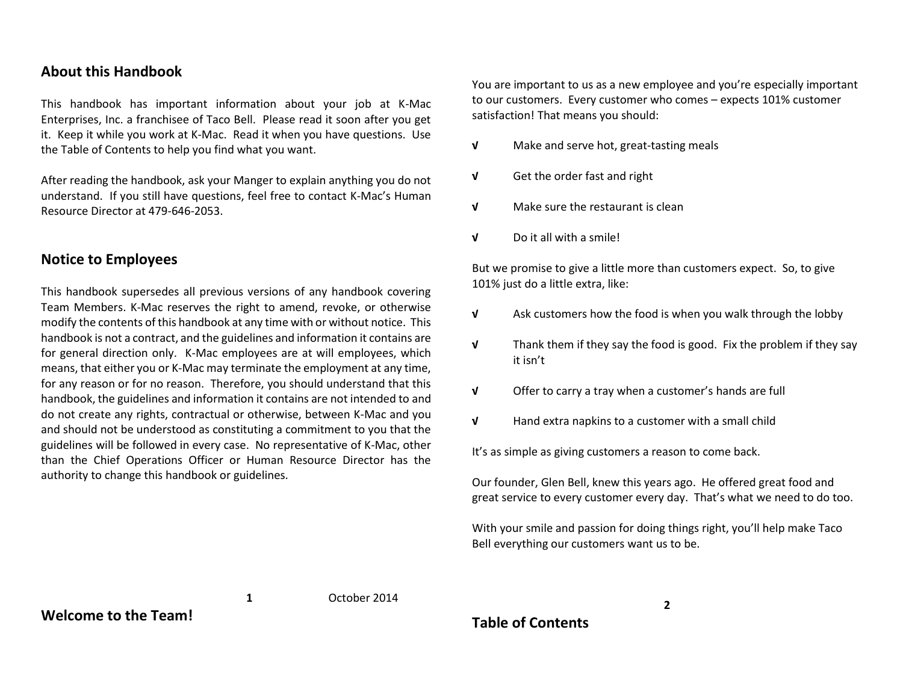## About this Handbook

This handbook has important information about your job at K-Mac Enterprises, Inc. a franchisee of Taco Bell. Please read it soon after you get it. Keep it while you work at K-Mac. Read it when you have questions. Use the Table of Contents to help you find what you want.

After reading the handbook, ask your Manger to explain anything you do not understand. If you still have questions, feel free to contact K-Mac's Human Resource Director at 479-646-2053.

## Notice to Employees

This handbook supersedes all previous versions of any handbook covering Team Members. K-Mac reserves the right to amend, revoke, or otherwise modify the contents of this handbook at any time with or without notice. This handbook is not a contract, and the guidelines and information it contains are for general direction only. K-Mac employees are at will employees, which means, that either you or K-Mac may terminate the employment at any time, for any reason or for no reason. Therefore, you should understand that this handbook, the guidelines and information it contains are not intended to and do not create any rights, contractual or otherwise, between K-Mac and you and should not be understood as constituting a commitment to you that the guidelines will be followed in every case. No representative of K-Mac, other than the Chief Operations Officer or Human Resource Director has the authority to change this handbook or guidelines.

October 2014

## Welcome to the Team!

You are important to us as a new employee and you're especially important to our customers. Every customer who comes – expects 101% customer satisfaction! That means you should:

- √ Make and serve hot, great-tasting meals
- √ Get the order fast and right
- √ Make sure the restaurant is clean
- √ Do it all with a smile!

But we promise to give a little more than customers expect. So, to give 101% just do a little extra, like:

- √ Ask customers how the food is when you walk through the lobby
- √ Thank them if they say the food is good. Fix the problem if they say it isn't
- √ Offer to carry a tray when a customer's hands are full
- √ Hand extra napkins to a customer with a small child

It's as simple as giving customers a reason to come back.

Our founder, Glen Bell, knew this years ago. He offered great food and great service to every customer every day. That's what we need to do too.

With your smile and passion for doing things right, you'll help make Taco Bell everything our customers want us to be.

## Table of Contents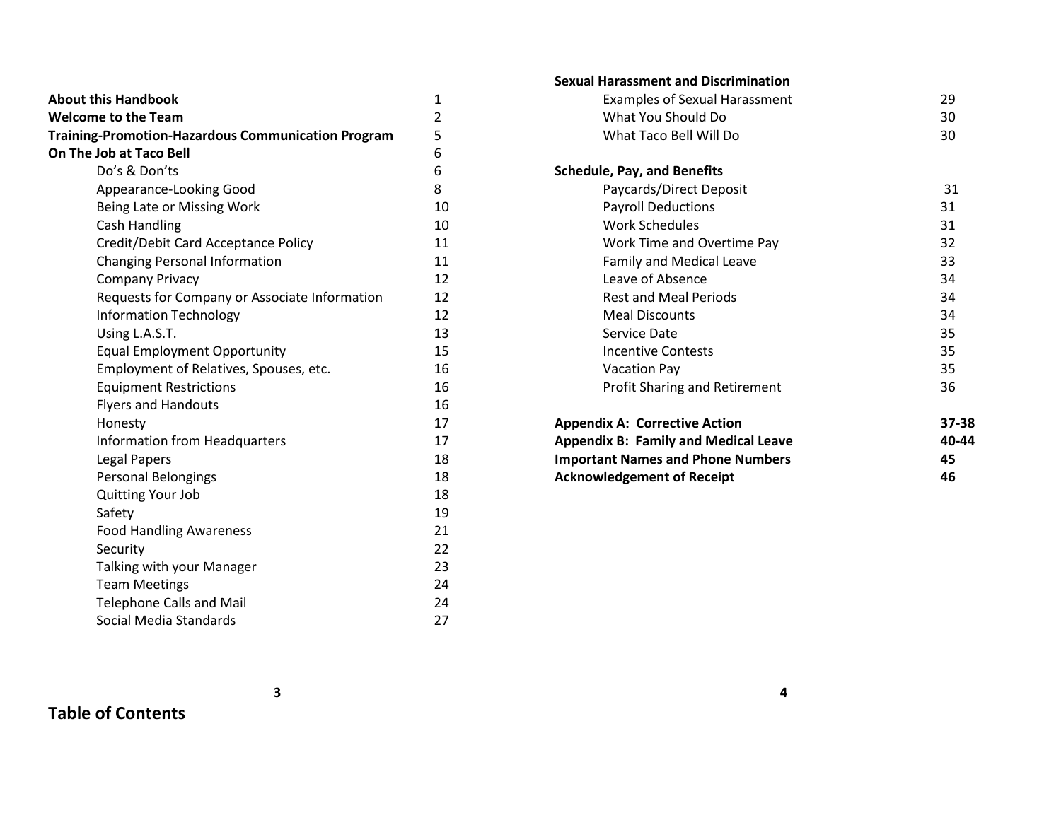# Table of Contents

| | |
|---|---|
| **About this Handbook** | 1 |
| **Welcome to the Team** | 2 |
| **Training-Promotion-Hazardous Communication Program** | 5 |
| **On The Job at Taco Bell** | 6 |
| Do's & Don'ts | 6 |
| Appearance-Looking Good | 8 |
| Being Late or Missing Work | 10 |
| Cash Handling | 10 |
| Credit/Debit Card Acceptance Policy | 11 |
| Changing Personal Information | 11 |
| Company Privacy | 12 |
| Requests for Company or Associate Information | 12 |
| Information Technology | 12 |
| Using L.A.S.T. | 13 |
| Equal Employment Opportunity | 15 |
| Employment of Relatives, Spouses, etc. | 16 |
| Equipment Restrictions | 16 |
| Flyers and Handouts | 16 |
| Honesty | 17 |
| Information from Headquarters | 17 |
| Legal Papers | 18 |
| Personal Belongings | 18 |
| Quitting Your Job | 18 |
| Safety | 19 |
| Food Handling Awareness | 21 |
| Security | 22 |
| Talking with your Manager | 23 |
| Team Meetings | 24 |
| Telephone Calls and Mail | 24 |
| Social Media Standards | 27 |
| **Sexual Harassment and Discrimination** | |
| Examples of Sexual Harassment | 29 |
| What You Should Do | 30 |
| What Taco Bell Will Do | 30 |
| **Schedule, Pay, and Benefits** | |
| Paycards/Direct Deposit | 31 |
| Payroll Deductions | 31 |
| Work Schedules | 31 |
| Work Time and Overtime Pay | 32 |
| Family and Medical Leave | 33 |
| Leave of Absence | 34 |
| Rest and Meal Periods | 34 |
| Meal Discounts | 34 |
| Service Date | 35 |
| Incentive Contests | 35 |
| Vacation Pay | 35 |
| Profit Sharing and Retirement | 36 |
| **Appendix A: Corrective Action** | **37-38** |
| **Appendix B: Family and Medical Leave** | **40-44** |
| **Important Names and Phone Numbers** | **45** |
| **Acknowledgement of Receipt** | **46** |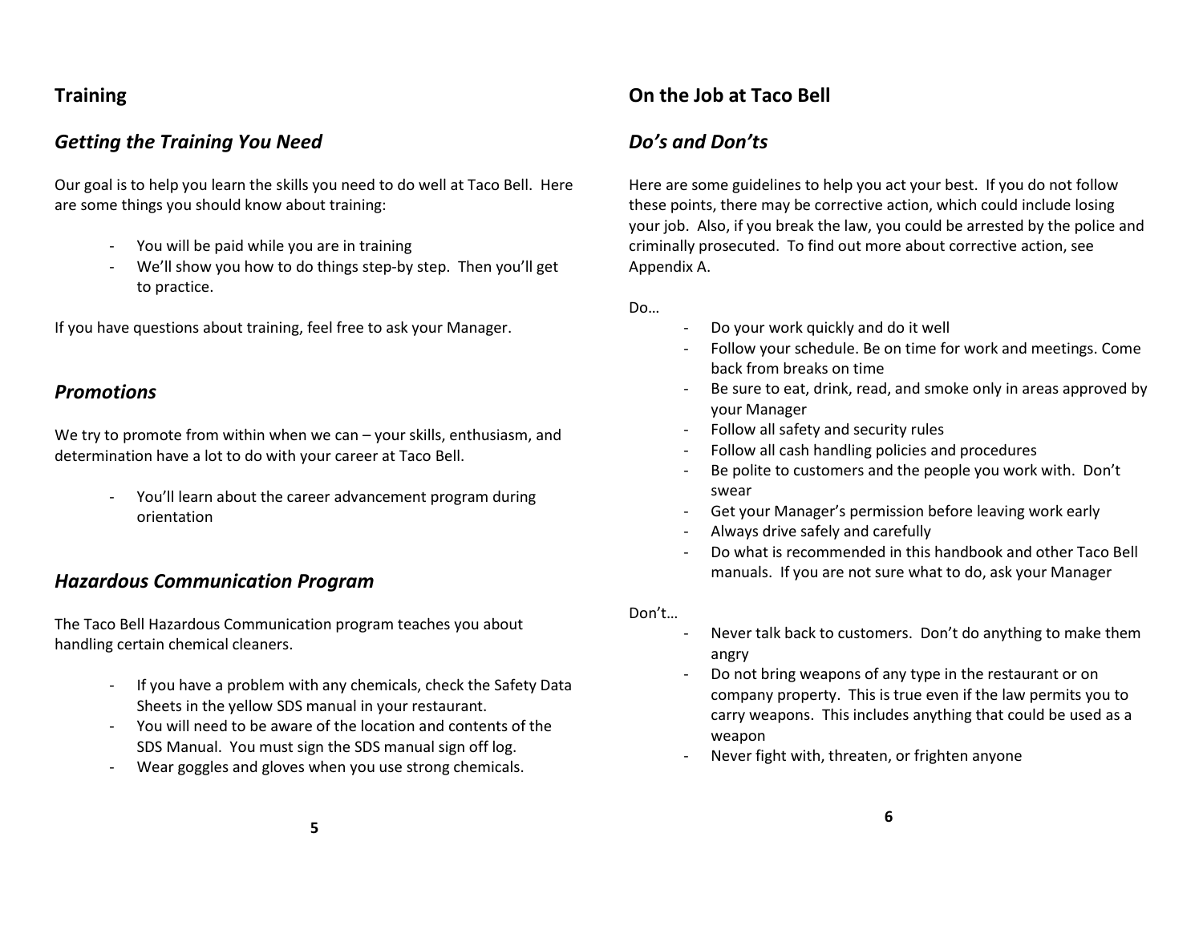## Training

### *Getting the Training You Need*

Our goal is to help you learn the skills you need to do well at Taco Bell. Here are some things you should know about training:

- You will be paid while you are in training
- We'll show you how to do things step-by step. Then you'll get to practice.

If you have questions about training, feel free to ask your Manager.

### *Promotions*

We try to promote from within when we can – your skills, enthusiasm, and determination have a lot to do with your career at Taco Bell.

- You'll learn about the career advancement program during orientation

### *Hazardous Communication Program*

The Taco Bell Hazardous Communication program teaches you about handling certain chemical cleaners.

- If you have a problem with any chemicals, check the Safety Data Sheets in the yellow SDS manual in your restaurant.
- You will need to be aware of the location and contents of the SDS Manual. You must sign the SDS manual sign off log.
- Wear goggles and gloves when you use strong chemicals.

## On the Job at Taco Bell

### *Do's and Don'ts*

Here are some guidelines to help you act your best. If you do not follow these points, there may be corrective action, which could include losing your job. Also, if you break the law, you could be arrested by the police and criminally prosecuted. To find out more about corrective action, see Appendix A.

Do…

- Do your work quickly and do it well
- Follow your schedule. Be on time for work and meetings. Come back from breaks on time
- Be sure to eat, drink, read, and smoke only in areas approved by your Manager
- Follow all safety and security rules
- Follow all cash handling policies and procedures
- Be polite to customers and the people you work with. Don't swear
- Get your Manager's permission before leaving work early
- Always drive safely and carefully
- Do what is recommended in this handbook and other Taco Bell manuals. If you are not sure what to do, ask your Manager

Don't…

- Never talk back to customers. Don't do anything to make them angry
- Do not bring weapons of any type in the restaurant or on company property. This is true even if the law permits you to carry weapons. This includes anything that could be used as a weapon
- Never fight with, threaten, or frighten anyone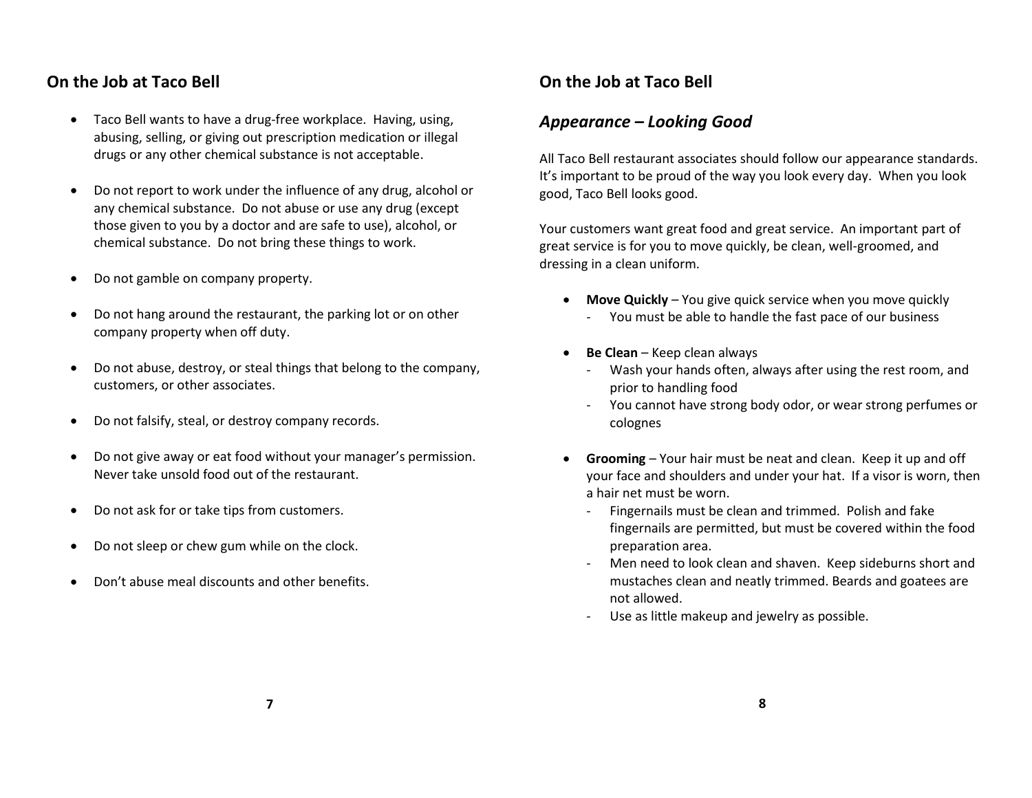## On the Job at Taco Bell

- Taco Bell wants to have a drug-free workplace. Having, using, abusing, selling, or giving out prescription medication or illegal drugs or any other chemical substance is not acceptable.
- Do not report to work under the influence of any drug, alcohol or any chemical substance. Do not abuse or use any drug (except those given to you by a doctor and are safe to use), alcohol, or chemical substance. Do not bring these things to work.
- Do not gamble on company property.
- Do not hang around the restaurant, the parking lot or on other company property when off duty.
- Do not abuse, destroy, or steal things that belong to the company, customers, or other associates.
- Do not falsify, steal, or destroy company records.
- Do not give away or eat food without your manager's permission. Never take unsold food out of the restaurant.
- Do not ask for or take tips from customers.
- Do not sleep or chew gum while on the clock.
- Don't abuse meal discounts and other benefits.

## On the Job at Taco Bell

### *Appearance – Looking Good*

All Taco Bell restaurant associates should follow our appearance standards. It's important to be proud of the way you look every day. When you look good, Taco Bell looks good.

Your customers want great food and great service. An important part of great service is for you to move quickly, be clean, well-groomed, and dressing in a clean uniform.

- **Move Quickly** – You give quick service when you move quickly
  - You must be able to handle the fast pace of our business
- **Be Clean** – Keep clean always
  - Wash your hands often, always after using the rest room, and prior to handling food
  - You cannot have strong body odor, or wear strong perfumes or colognes
- **Grooming** – Your hair must be neat and clean. Keep it up and off your face and shoulders and under your hat. If a visor is worn, then a hair net must be worn.
  - Fingernails must be clean and trimmed. Polish and fake fingernails are permitted, but must be covered within the food preparation area.
  - Men need to look clean and shaven. Keep sideburns short and mustaches clean and neatly trimmed. Beards and goatees are not allowed.
  - Use as little makeup and jewelry as possible.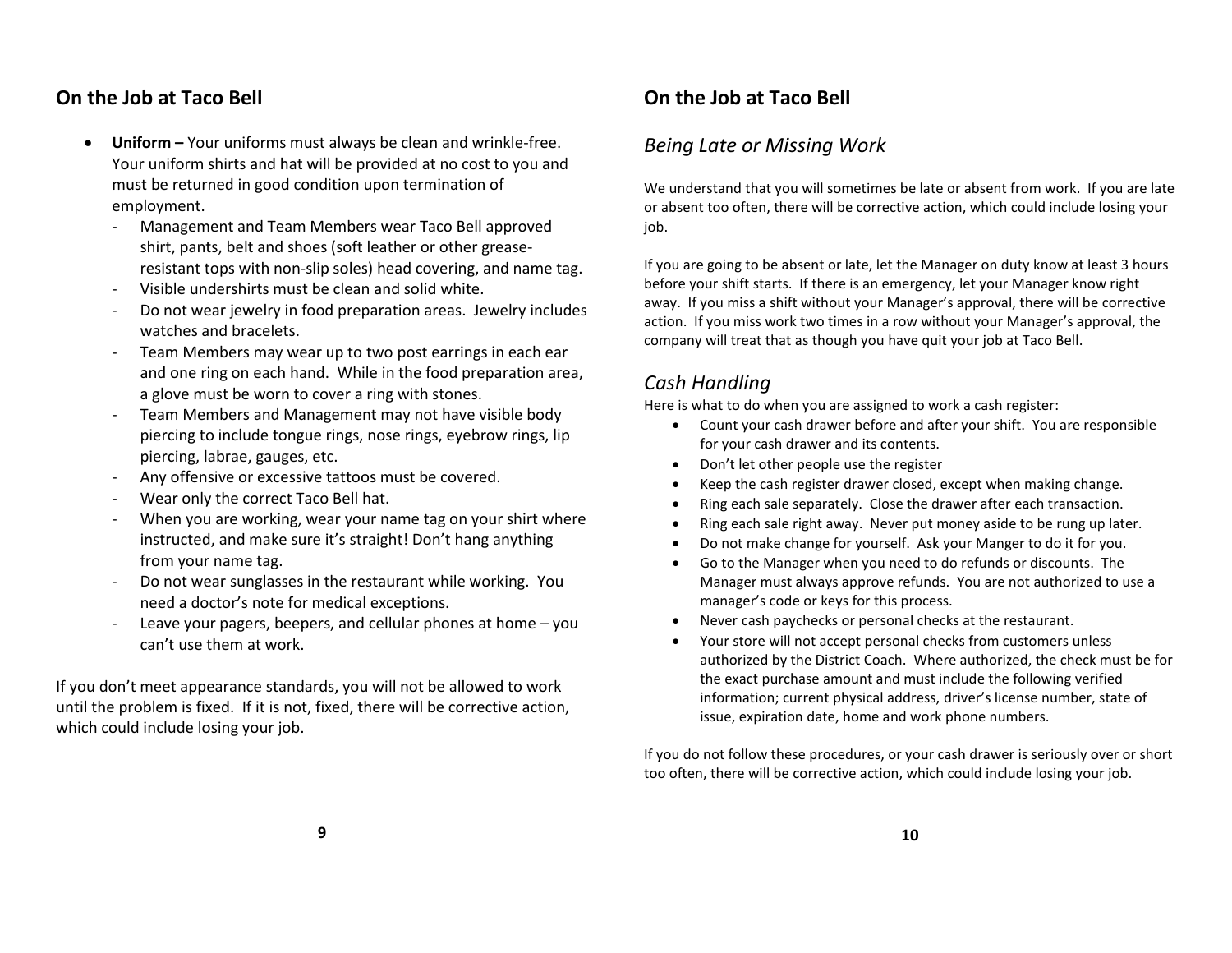## On the Job at Taco Bell

- **Uniform –** Your uniforms must always be clean and wrinkle-free. Your uniform shirts and hat will be provided at no cost to you and must be returned in good condition upon termination of employment.
  - Management and Team Members wear Taco Bell approved shirt, pants, belt and shoes (soft leather or other grease-resistant tops with non-slip soles) head covering, and name tag.
  - Visible undershirts must be clean and solid white.
  - Do not wear jewelry in food preparation areas. Jewelry includes watches and bracelets.
  - Team Members may wear up to two post earrings in each ear and one ring on each hand. While in the food preparation area, a glove must be worn to cover a ring with stones.
  - Team Members and Management may not have visible body piercing to include tongue rings, nose rings, eyebrow rings, lip piercing, labrae, gauges, etc.
  - Any offensive or excessive tattoos must be covered.
  - Wear only the correct Taco Bell hat.
  - When you are working, wear your name tag on your shirt where instructed, and make sure it's straight! Don't hang anything from your name tag.
  - Do not wear sunglasses in the restaurant while working. You need a doctor's note for medical exceptions.
  - Leave your pagers, beepers, and cellular phones at home – you can't use them at work.

If you don't meet appearance standards, you will not be allowed to work until the problem is fixed. If it is not, fixed, there will be corrective action, which could include losing your job.

## On the Job at Taco Bell

### *Being Late or Missing Work*

We understand that you will sometimes be late or absent from work. If you are late or absent too often, there will be corrective action, which could include losing your job.

If you are going to be absent or late, let the Manager on duty know at least 3 hours before your shift starts. If there is an emergency, let your Manager know right away. If you miss a shift without your Manager's approval, there will be corrective action. If you miss work two times in a row without your Manager's approval, the company will treat that as though you have quit your job at Taco Bell.

### *Cash Handling*

Here is what to do when you are assigned to work a cash register:

- Count your cash drawer before and after your shift. You are responsible for your cash drawer and its contents.
- Don't let other people use the register
- Keep the cash register drawer closed, except when making change.
- Ring each sale separately. Close the drawer after each transaction.
- Ring each sale right away. Never put money aside to be rung up later.
- Do not make change for yourself. Ask your Manger to do it for you.
- Go to the Manager when you need to do refunds or discounts. The Manager must always approve refunds. You are not authorized to use a manager's code or keys for this process.
- Never cash paychecks or personal checks at the restaurant.
- Your store will not accept personal checks from customers unless authorized by the District Coach. Where authorized, the check must be for the exact purchase amount and must include the following verified information; current physical address, driver's license number, state of issue, expiration date, home and work phone numbers.

If you do not follow these procedures, or your cash drawer is seriously over or short too often, there will be corrective action, which could include losing your job.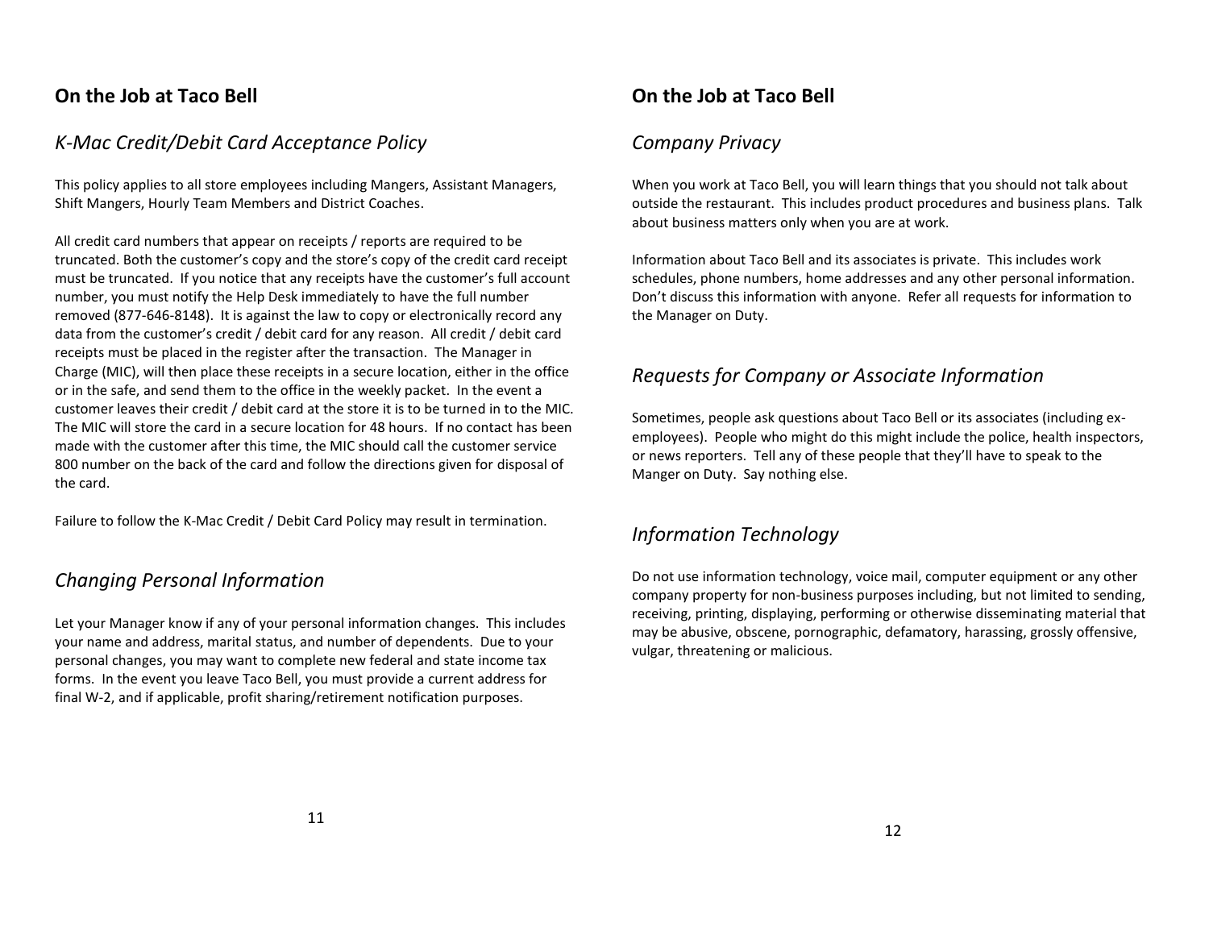## On the Job at Taco Bell

### *K-Mac Credit/Debit Card Acceptance Policy*

This policy applies to all store employees including Mangers, Assistant Managers, Shift Mangers, Hourly Team Members and District Coaches.

All credit card numbers that appear on receipts / reports are required to be truncated. Both the customer's copy and the store's copy of the credit card receipt must be truncated. If you notice that any receipts have the customer's full account number, you must notify the Help Desk immediately to have the full number removed (877-646-8148). It is against the law to copy or electronically record any data from the customer's credit / debit card for any reason. All credit / debit card receipts must be placed in the register after the transaction. The Manager in Charge (MIC), will then place these receipts in a secure location, either in the office or in the safe, and send them to the office in the weekly packet. In the event a customer leaves their credit / debit card at the store it is to be turned in to the MIC. The MIC will store the card in a secure location for 48 hours. If no contact has been made with the customer after this time, the MIC should call the customer service 800 number on the back of the card and follow the directions given for disposal of the card.

Failure to follow the K-Mac Credit / Debit Card Policy may result in termination.

### *Changing Personal Information*

Let your Manager know if any of your personal information changes. This includes your name and address, marital status, and number of dependents. Due to your personal changes, you may want to complete new federal and state income tax forms. In the event you leave Taco Bell, you must provide a current address for final W-2, and if applicable, profit sharing/retirement notification purposes.

## On the Job at Taco Bell

### *Company Privacy*

When you work at Taco Bell, you will learn things that you should not talk about outside the restaurant. This includes product procedures and business plans. Talk about business matters only when you are at work.

Information about Taco Bell and its associates is private. This includes work schedules, phone numbers, home addresses and any other personal information. Don't discuss this information with anyone. Refer all requests for information to the Manager on Duty.

### *Requests for Company or Associate Information*

Sometimes, people ask questions about Taco Bell or its associates (including ex-employees). People who might do this might include the police, health inspectors, or news reporters. Tell any of these people that they'll have to speak to the Manger on Duty. Say nothing else.

### *Information Technology*

Do not use information technology, voice mail, computer equipment or any other company property for non-business purposes including, but not limited to sending, receiving, printing, displaying, performing or otherwise disseminating material that may be abusive, obscene, pornographic, defamatory, harassing, grossly offensive, vulgar, threatening or malicious.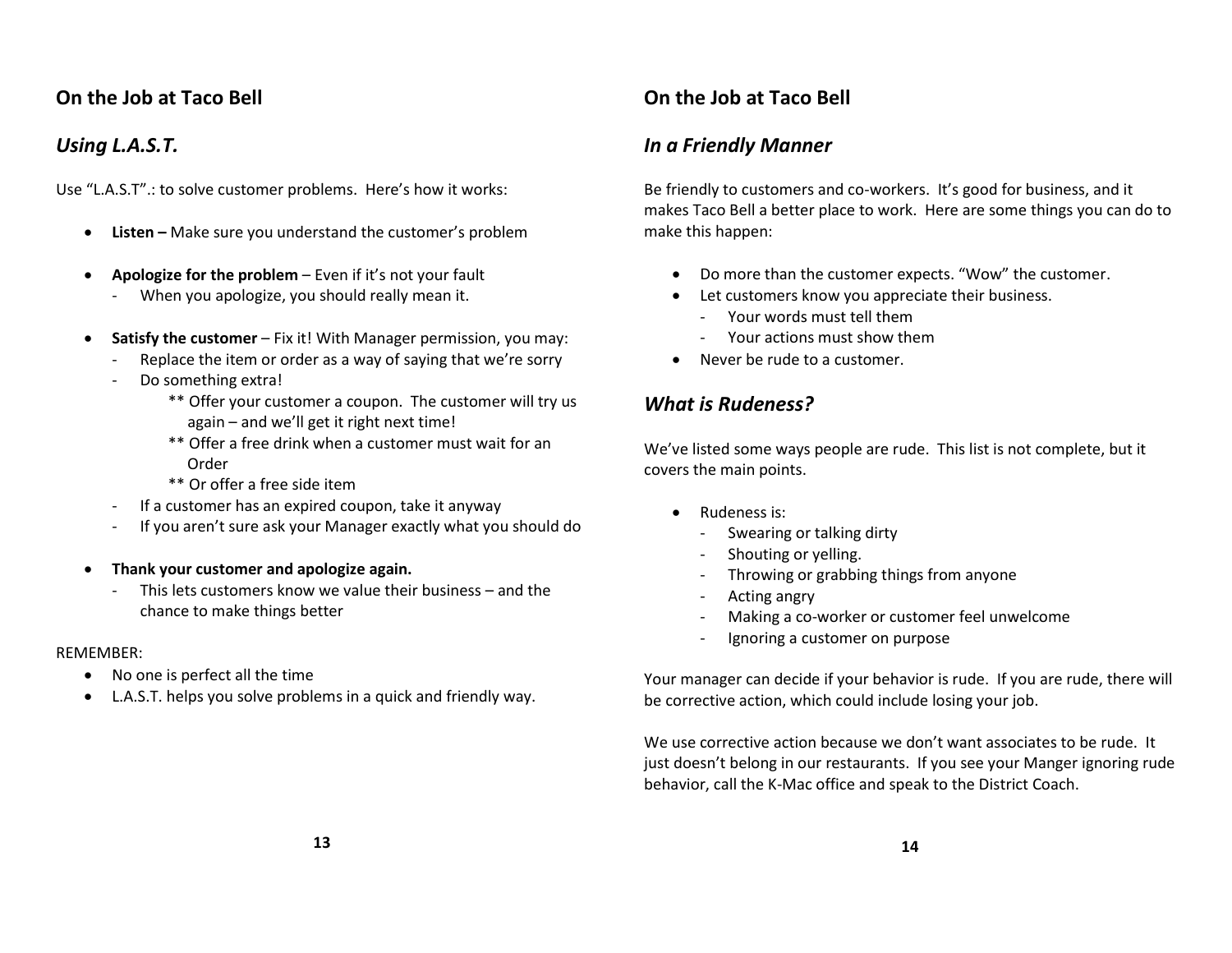## On the Job at Taco Bell

### *Using L.A.S.T.*

Use "L.A.S.T".: to solve customer problems. Here's how it works:

- **Listen –** Make sure you understand the customer's problem

- **Apologize for the problem** – Even if it's not your fault
  - When you apologize, you should really mean it.

- **Satisfy the customer** – Fix it! With Manager permission, you may:
  - Replace the item or order as a way of saying that we're sorry
  - Do something extra!
    - ** Offer your customer a coupon. The customer will try us again – and we'll get it right next time!
    - ** Offer a free drink when a customer must wait for an Order
    - ** Or offer a free side item
  - If a customer has an expired coupon, take it anyway
  - If you aren't sure ask your Manager exactly what you should do

- **Thank your customer and apologize again.**
  - This lets customers know we value their business – and the chance to make things better

REMEMBER:

- No one is perfect all the time
- L.A.S.T. helps you solve problems in a quick and friendly way.

## On the Job at Taco Bell

### *In a Friendly Manner*

Be friendly to customers and co-workers. It's good for business, and it makes Taco Bell a better place to work. Here are some things you can do to make this happen:

- Do more than the customer expects. "Wow" the customer.
- Let customers know you appreciate their business.
  - Your words must tell them
  - Your actions must show them
- Never be rude to a customer.

### *What is Rudeness?*

We've listed some ways people are rude. This list is not complete, but it covers the main points.

- Rudeness is:
  - Swearing or talking dirty
  - Shouting or yelling.
  - Throwing or grabbing things from anyone
  - Acting angry
  - Making a co-worker or customer feel unwelcome
  - Ignoring a customer on purpose

Your manager can decide if your behavior is rude. If you are rude, there will be corrective action, which could include losing your job.

We use corrective action because we don't want associates to be rude. It just doesn't belong in our restaurants. If you see your Manger ignoring rude behavior, call the K-Mac office and speak to the District Coach.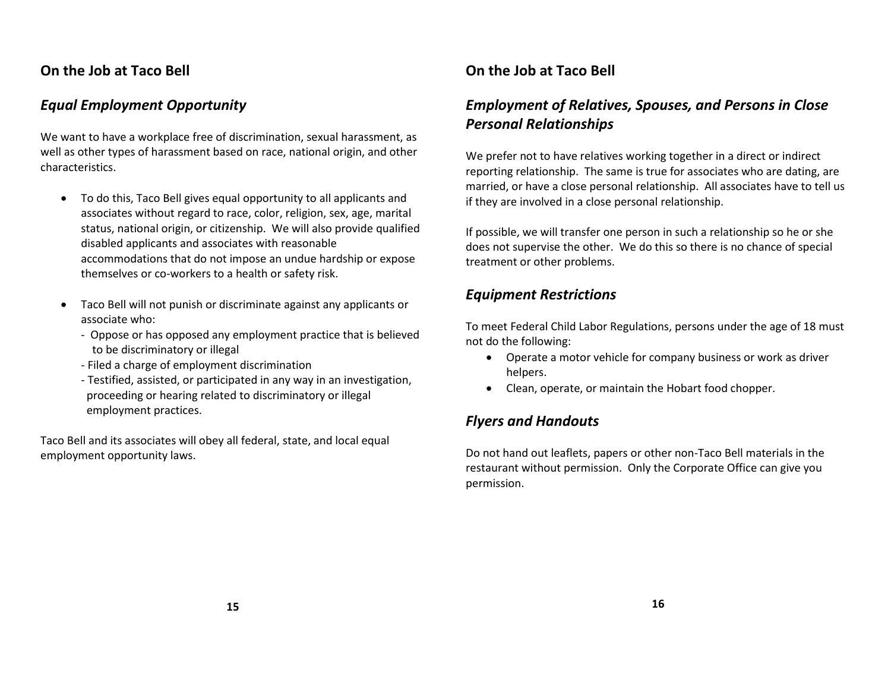## On the Job at Taco Bell

### *Equal Employment Opportunity*

We want to have a workplace free of discrimination, sexual harassment, as well as other types of harassment based on race, national origin, and other characteristics.

- To do this, Taco Bell gives equal opportunity to all applicants and associates without regard to race, color, religion, sex, age, marital status, national origin, or citizenship. We will also provide qualified disabled applicants and associates with reasonable accommodations that do not impose an undue hardship or expose themselves or co-workers to a health or safety risk.
- Taco Bell will not punish or discriminate against any applicants or associate who:
  - Oppose or has opposed any employment practice that is believed to be discriminatory or illegal
  - Filed a charge of employment discrimination
  - Testified, assisted, or participated in any way in an investigation, proceeding or hearing related to discriminatory or illegal employment practices.

Taco Bell and its associates will obey all federal, state, and local equal employment opportunity laws.

## On the Job at Taco Bell

### *Employment of Relatives, Spouses, and Persons in Close Personal Relationships*

We prefer not to have relatives working together in a direct or indirect reporting relationship. The same is true for associates who are dating, are married, or have a close personal relationship. All associates have to tell us if they are involved in a close personal relationship.

If possible, we will transfer one person in such a relationship so he or she does not supervise the other. We do this so there is no chance of special treatment or other problems.

### *Equipment Restrictions*

To meet Federal Child Labor Regulations, persons under the age of 18 must not do the following:

- Operate a motor vehicle for company business or work as driver helpers.
- Clean, operate, or maintain the Hobart food chopper.

### *Flyers and Handouts*

Do not hand out leaflets, papers or other non-Taco Bell materials in the restaurant without permission. Only the Corporate Office can give you permission.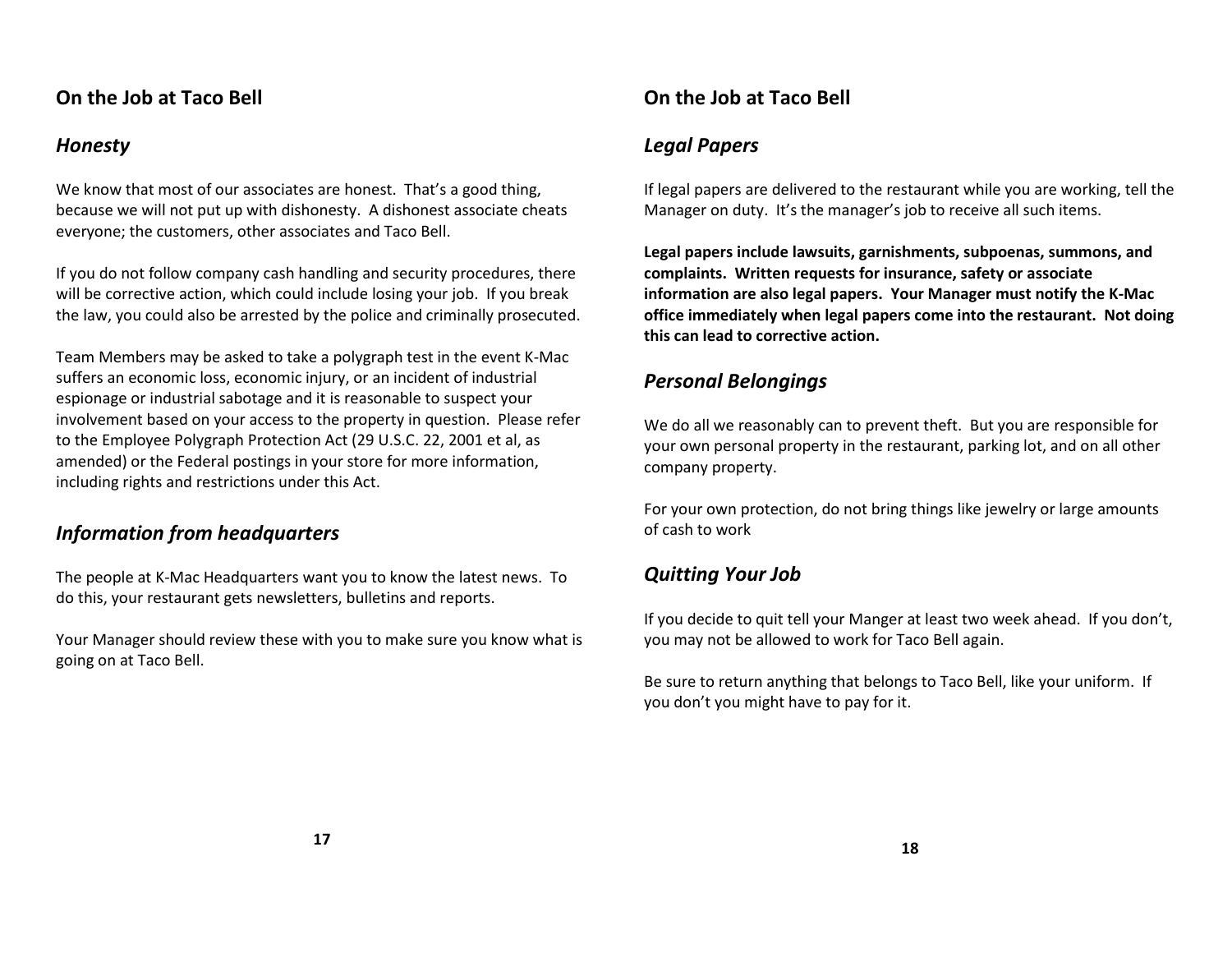## On the Job at Taco Bell

### *Honesty*

We know that most of our associates are honest. That's a good thing, because we will not put up with dishonesty. A dishonest associate cheats everyone; the customers, other associates and Taco Bell.

If you do not follow company cash handling and security procedures, there will be corrective action, which could include losing your job. If you break the law, you could also be arrested by the police and criminally prosecuted.

Team Members may be asked to take a polygraph test in the event K-Mac suffers an economic loss, economic injury, or an incident of industrial espionage or industrial sabotage and it is reasonable to suspect your involvement based on your access to the property in question. Please refer to the Employee Polygraph Protection Act (29 U.S.C. 22, 2001 et al, as amended) or the Federal postings in your store for more information, including rights and restrictions under this Act.

### *Information from headquarters*

The people at K-Mac Headquarters want you to know the latest news. To do this, your restaurant gets newsletters, bulletins and reports.

Your Manager should review these with you to make sure you know what is going on at Taco Bell.

## On the Job at Taco Bell

### *Legal Papers*

If legal papers are delivered to the restaurant while you are working, tell the Manager on duty. It's the manager's job to receive all such items.

**Legal papers include lawsuits, garnishments, subpoenas, summons, and complaints. Written requests for insurance, safety or associate information are also legal papers. Your Manager must notify the K-Mac office immediately when legal papers come into the restaurant. Not doing this can lead to corrective action.**

### *Personal Belongings*

We do all we reasonably can to prevent theft. But you are responsible for your own personal property in the restaurant, parking lot, and on all other company property.

For your own protection, do not bring things like jewelry or large amounts of cash to work

### *Quitting Your Job*

If you decide to quit tell your Manger at least two week ahead. If you don't, you may not be allowed to work for Taco Bell again.

Be sure to return anything that belongs to Taco Bell, like your uniform. If you don't you might have to pay for it.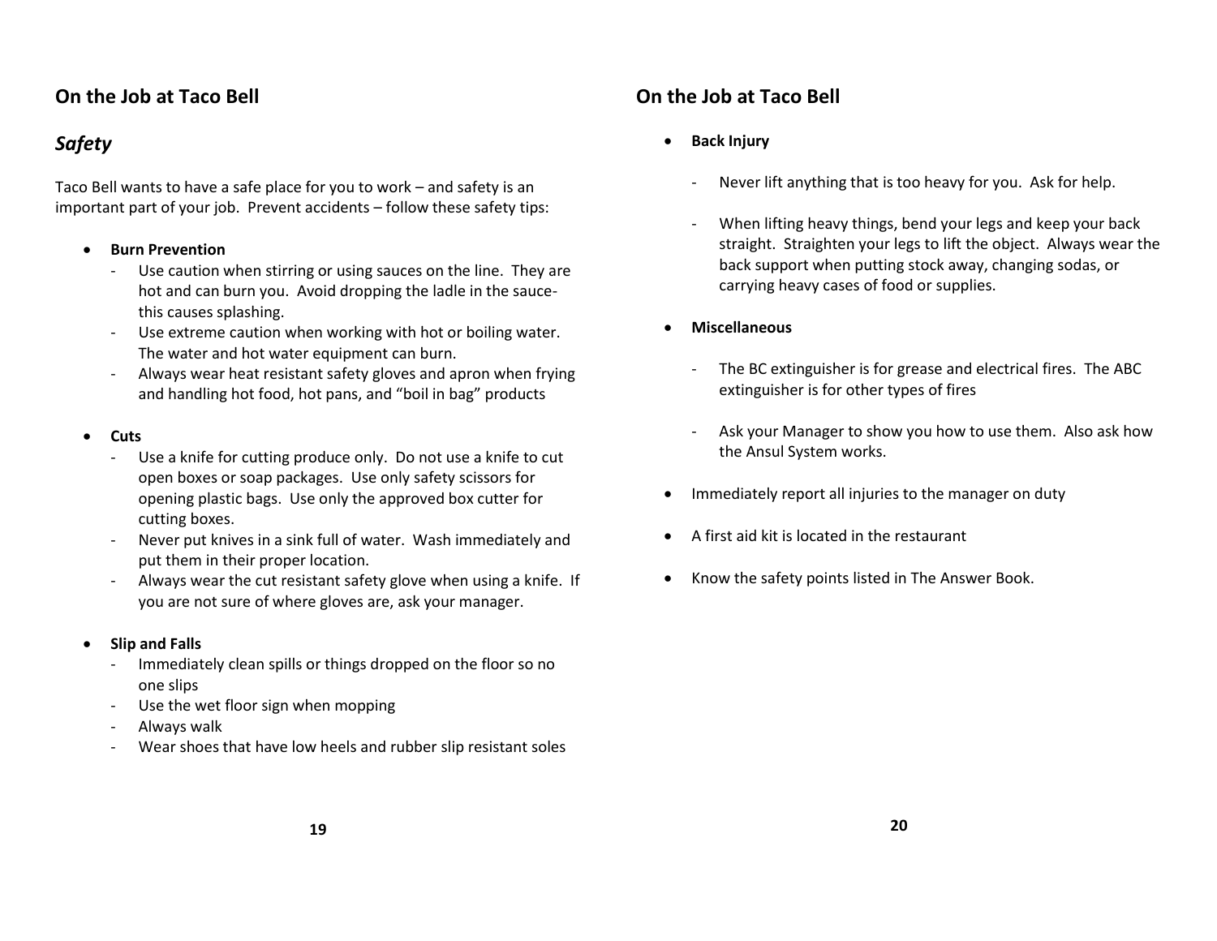## On the Job at Taco Bell

### *Safety*

Taco Bell wants to have a safe place for you to work – and safety is an important part of your job. Prevent accidents – follow these safety tips:

- **Burn Prevention**
  - Use caution when stirring or using sauces on the line. They are hot and can burn you. Avoid dropping the ladle in the sauce- this causes splashing.
  - Use extreme caution when working with hot or boiling water. The water and hot water equipment can burn.
  - Always wear heat resistant safety gloves and apron when frying and handling hot food, hot pans, and "boil in bag" products

- **Cuts**
  - Use a knife for cutting produce only. Do not use a knife to cut open boxes or soap packages. Use only safety scissors for opening plastic bags. Use only the approved box cutter for cutting boxes.
  - Never put knives in a sink full of water. Wash immediately and put them in their proper location.
  - Always wear the cut resistant safety glove when using a knife. If you are not sure of where gloves are, ask your manager.

- **Slip and Falls**
  - Immediately clean spills or things dropped on the floor so no one slips
  - Use the wet floor sign when mopping
  - Always walk
  - Wear shoes that have low heels and rubber slip resistant soles

## On the Job at Taco Bell

- **Back Injury**
  - Never lift anything that is too heavy for you. Ask for help.
  - When lifting heavy things, bend your legs and keep your back straight. Straighten your legs to lift the object. Always wear the back support when putting stock away, changing sodas, or carrying heavy cases of food or supplies.

- **Miscellaneous**
  - The BC extinguisher is for grease and electrical fires. The ABC extinguisher is for other types of fires
  - Ask your Manager to show you how to use them. Also ask how the Ansul System works.

- Immediately report all injuries to the manager on duty
- A first aid kit is located in the restaurant
- Know the safety points listed in The Answer Book.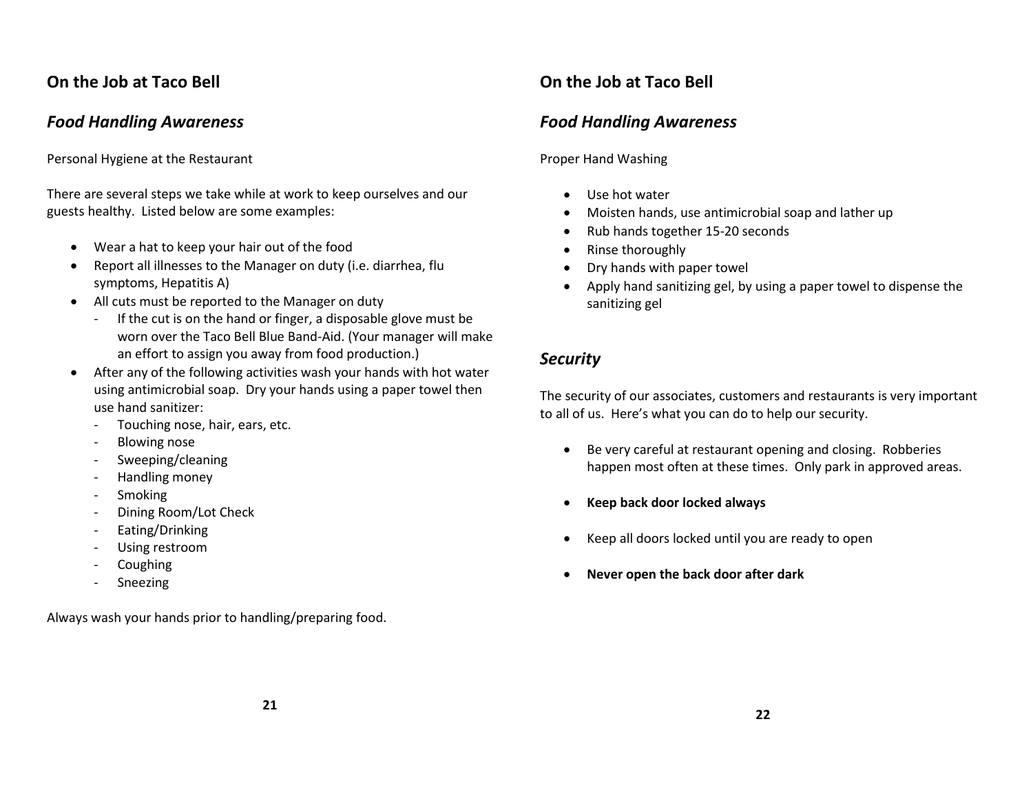## On the Job at Taco Bell

### *Food Handling Awareness*

Personal Hygiene at the Restaurant

There are several steps we take while at work to keep ourselves and our guests healthy. Listed below are some examples:

- Wear a hat to keep your hair out of the food
- Report all illnesses to the Manager on duty (i.e. diarrhea, flu symptoms, Hepatitis A)
- All cuts must be reported to the Manager on duty
  - If the cut is on the hand or finger, a disposable glove must be worn over the Taco Bell Blue Band-Aid. (Your manager will make an effort to assign you away from food production.)
- After any of the following activities wash your hands with hot water using antimicrobial soap. Dry your hands using a paper towel then use hand sanitizer:
  - Touching nose, hair, ears, etc.
  - Blowing nose
  - Sweeping/cleaning
  - Handling money
  - Smoking
  - Dining Room/Lot Check
  - Eating/Drinking
  - Using restroom
  - Coughing
  - Sneezing

Always wash your hands prior to handling/preparing food.

## On the Job at Taco Bell

### *Food Handling Awareness*

Proper Hand Washing

- Use hot water
- Moisten hands, use antimicrobial soap and lather up
- Rub hands together 15-20 seconds
- Rinse thoroughly
- Dry hands with paper towel
- Apply hand sanitizing gel, by using a paper towel to dispense the sanitizing gel

### *Security*

The security of our associates, customers and restaurants is very important to all of us. Here's what you can do to help our security.

- Be very careful at restaurant opening and closing. Robberies happen most often at these times. Only park in approved areas.
- **Keep back door locked always**
- Keep all doors locked until you are ready to open
- **Never open the back door after dark**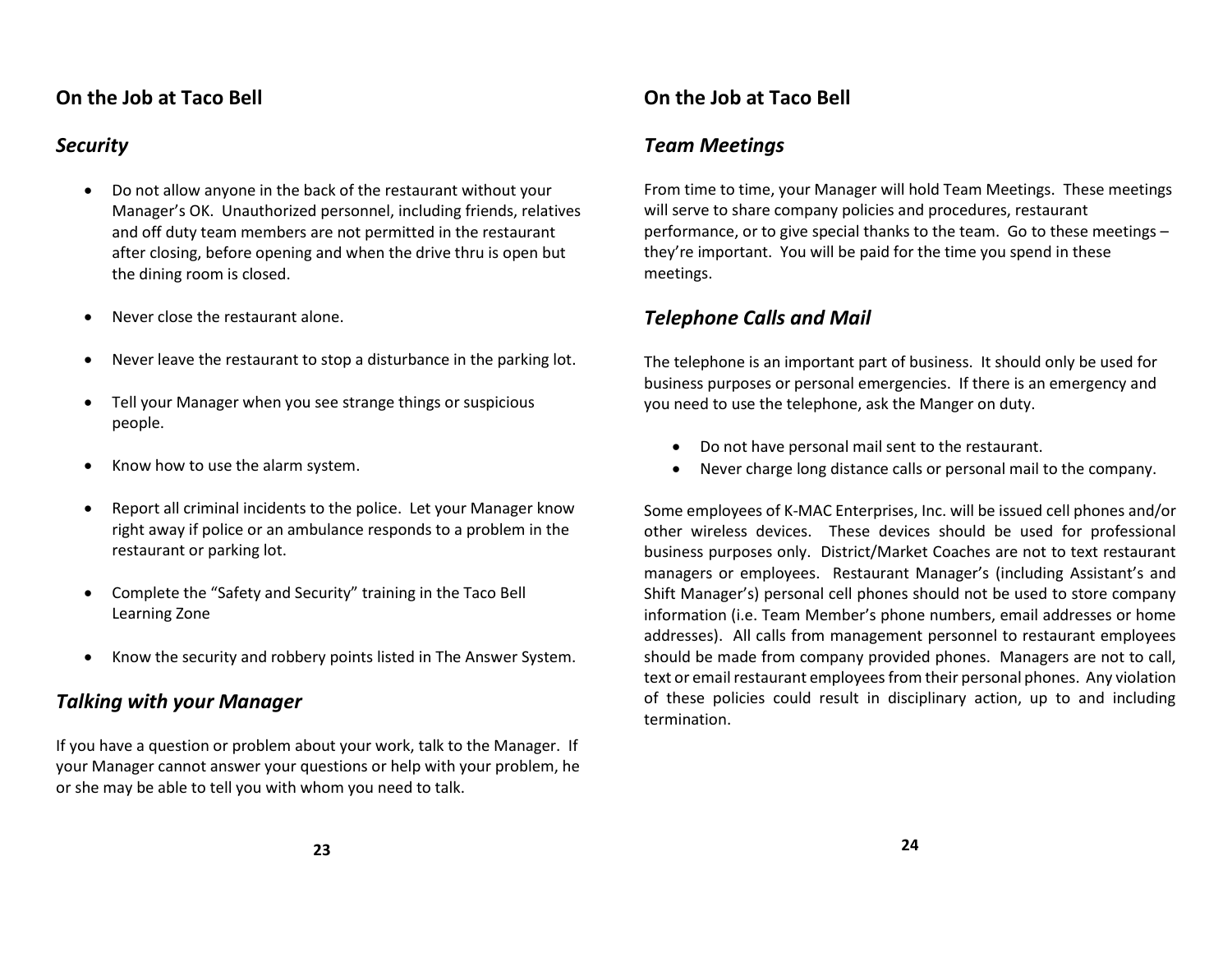## On the Job at Taco Bell

### *Security*

- Do not allow anyone in the back of the restaurant without your Manager's OK. Unauthorized personnel, including friends, relatives and off duty team members are not permitted in the restaurant after closing, before opening and when the drive thru is open but the dining room is closed.
- Never close the restaurant alone.
- Never leave the restaurant to stop a disturbance in the parking lot.
- Tell your Manager when you see strange things or suspicious people.
- Know how to use the alarm system.
- Report all criminal incidents to the police. Let your Manager know right away if police or an ambulance responds to a problem in the restaurant or parking lot.
- Complete the "Safety and Security" training in the Taco Bell Learning Zone
- Know the security and robbery points listed in The Answer System.

### *Talking with your Manager*

If you have a question or problem about your work, talk to the Manager. If your Manager cannot answer your questions or help with your problem, he or she may be able to tell you with whom you need to talk.

## On the Job at Taco Bell

### *Team Meetings*

From time to time, your Manager will hold Team Meetings. These meetings will serve to share company policies and procedures, restaurant performance, or to give special thanks to the team. Go to these meetings – they're important. You will be paid for the time you spend in these meetings.

### *Telephone Calls and Mail*

The telephone is an important part of business. It should only be used for business purposes or personal emergencies. If there is an emergency and you need to use the telephone, ask the Manger on duty.

- Do not have personal mail sent to the restaurant.
- Never charge long distance calls or personal mail to the company.

Some employees of K-MAC Enterprises, Inc. will be issued cell phones and/or other wireless devices. These devices should be used for professional business purposes only. District/Market Coaches are not to text restaurant managers or employees. Restaurant Manager's (including Assistant's and Shift Manager's) personal cell phones should not be used to store company information (i.e. Team Member's phone numbers, email addresses or home addresses). All calls from management personnel to restaurant employees should be made from company provided phones. Managers are not to call, text or email restaurant employees from their personal phones. Any violation of these policies could result in disciplinary action, up to and including termination.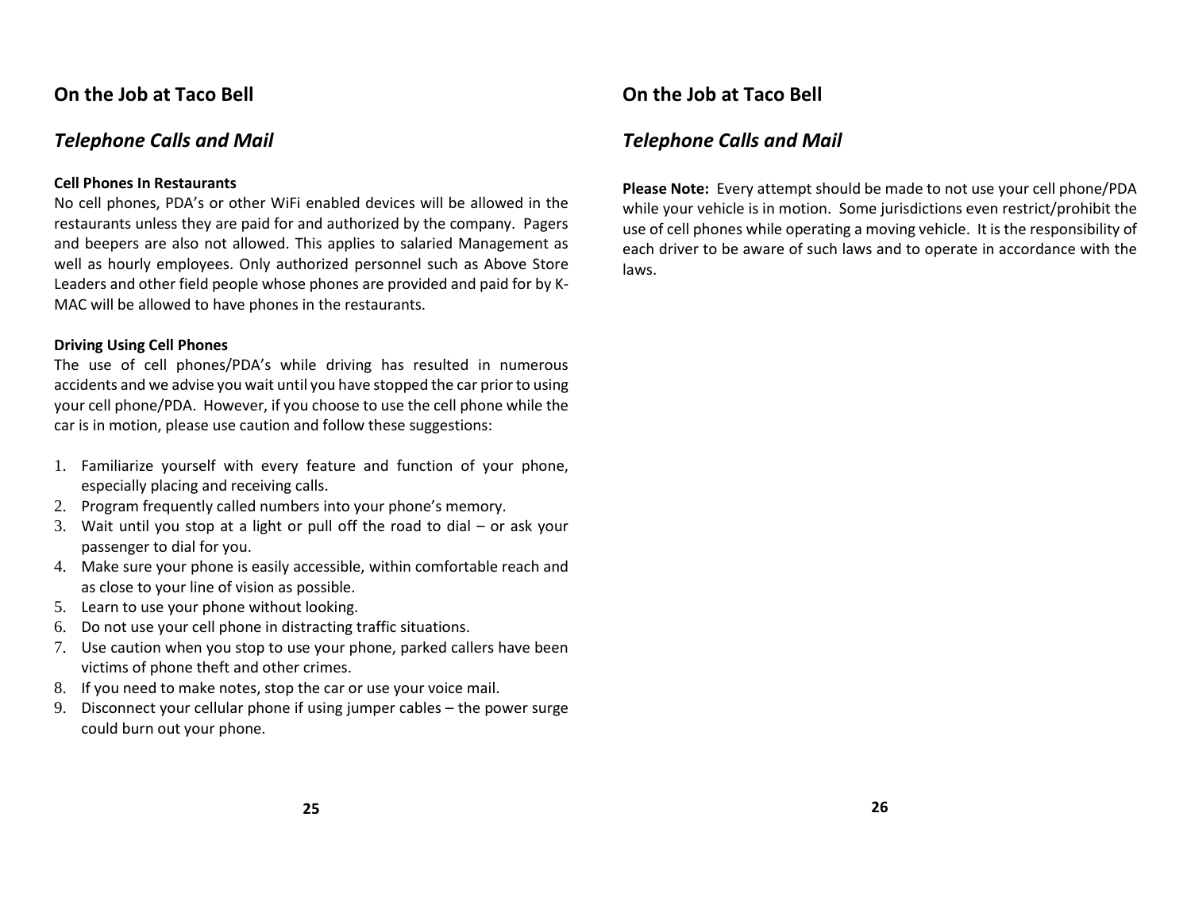## On the Job at Taco Bell

### *Telephone Calls and Mail*

**Cell Phones In Restaurants**

No cell phones, PDA's or other WiFi enabled devices will be allowed in the restaurants unless they are paid for and authorized by the company. Pagers and beepers are also not allowed. This applies to salaried Management as well as hourly employees. Only authorized personnel such as Above Store Leaders and other field people whose phones are provided and paid for by K-MAC will be allowed to have phones in the restaurants.

**Driving Using Cell Phones**

The use of cell phones/PDA's while driving has resulted in numerous accidents and we advise you wait until you have stopped the car prior to using your cell phone/PDA. However, if you choose to use the cell phone while the car is in motion, please use caution and follow these suggestions:

1. Familiarize yourself with every feature and function of your phone, especially placing and receiving calls.
2. Program frequently called numbers into your phone's memory.
3. Wait until you stop at a light or pull off the road to dial – or ask your passenger to dial for you.
4. Make sure your phone is easily accessible, within comfortable reach and as close to your line of vision as possible.
5. Learn to use your phone without looking.
6. Do not use your cell phone in distracting traffic situations.
7. Use caution when you stop to use your phone, parked callers have been victims of phone theft and other crimes.
8. If you need to make notes, stop the car or use your voice mail.
9. Disconnect your cellular phone if using jumper cables – the power surge could burn out your phone.

## On the Job at Taco Bell

### *Telephone Calls and Mail*

**Please Note:** Every attempt should be made to not use your cell phone/PDA while your vehicle is in motion. Some jurisdictions even restrict/prohibit the use of cell phones while operating a moving vehicle. It is the responsibility of each driver to be aware of such laws and to operate in accordance with the laws.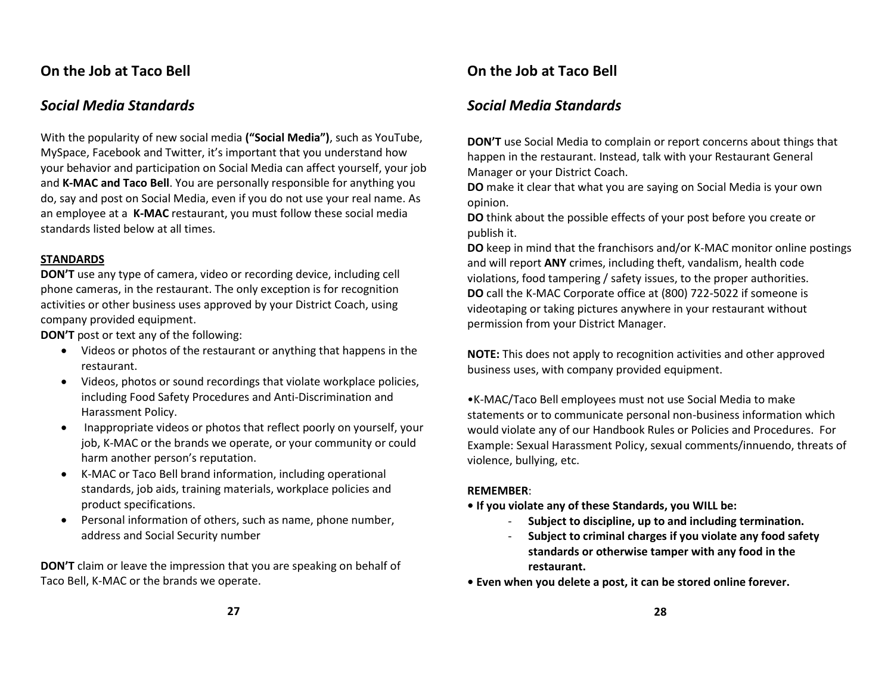## On the Job at Taco Bell

### *Social Media Standards*

With the popularity of new social media **("Social Media")**, such as YouTube, MySpace, Facebook and Twitter, it's important that you understand how your behavior and participation on Social Media can affect yourself, your job and **K-MAC and Taco Bell**. You are personally responsible for anything you do, say and post on Social Media, even if you do not use your real name. As an employee at a **K-MAC** restaurant, you must follow these social media standards listed below at all times.

**STANDARDS**

**DON'T** use any type of camera, video or recording device, including cell phone cameras, in the restaurant. The only exception is for recognition activities or other business uses approved by your District Coach, using company provided equipment.

**DON'T** post or text any of the following:

- Videos or photos of the restaurant or anything that happens in the restaurant.
- Videos, photos or sound recordings that violate workplace policies, including Food Safety Procedures and Anti-Discrimination and Harassment Policy.
- Inappropriate videos or photos that reflect poorly on yourself, your job, K-MAC or the brands we operate, or your community or could harm another person's reputation.
- K-MAC or Taco Bell brand information, including operational standards, job aids, training materials, workplace policies and product specifications.
- Personal information of others, such as name, phone number, address and Social Security number

**DON'T** claim or leave the impression that you are speaking on behalf of Taco Bell, K-MAC or the brands we operate.

## On the Job at Taco Bell

### *Social Media Standards*

**DON'T** use Social Media to complain or report concerns about things that happen in the restaurant. Instead, talk with your Restaurant General Manager or your District Coach.

**DO** make it clear that what you are saying on Social Media is your own opinion.

**DO** think about the possible effects of your post before you create or publish it.

**DO** keep in mind that the franchisors and/or K-MAC monitor online postings and will report **ANY** crimes, including theft, vandalism, health code violations, food tampering / safety issues, to the proper authorities.

**DO** call the K-MAC Corporate office at (800) 722-5022 if someone is videotaping or taking pictures anywhere in your restaurant without permission from your District Manager.

**NOTE:** This does not apply to recognition activities and other approved business uses, with company provided equipment.

•K-MAC/Taco Bell employees must not use Social Media to make statements or to communicate personal non-business information which would violate any of our Handbook Rules or Policies and Procedures. For Example: Sexual Harassment Policy, sexual comments/innuendo, threats of violence, bullying, etc.

**REMEMBER**:

**• If you violate any of these Standards, you WILL be:**

- **Subject to discipline, up to and including termination.**
- **Subject to criminal charges if you violate any food safety standards or otherwise tamper with any food in the restaurant.**

**• Even when you delete a post, it can be stored online forever.**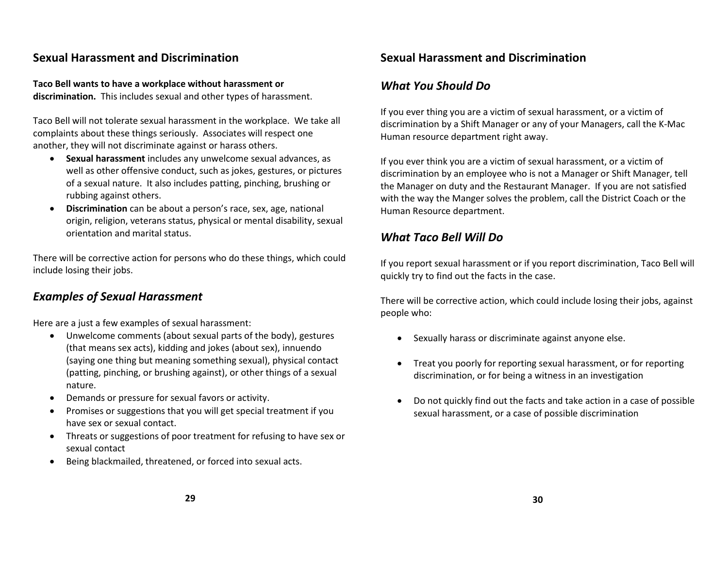## Sexual Harassment and Discrimination

**Taco Bell wants to have a workplace without harassment or discrimination.** This includes sexual and other types of harassment.

Taco Bell will not tolerate sexual harassment in the workplace. We take all complaints about these things seriously. Associates will respect one another, they will not discriminate against or harass others.

- **Sexual harassment** includes any unwelcome sexual advances, as well as other offensive conduct, such as jokes, gestures, or pictures of a sexual nature. It also includes patting, pinching, brushing or rubbing against others.
- **Discrimination** can be about a person's race, sex, age, national origin, religion, veterans status, physical or mental disability, sexual orientation and marital status.

There will be corrective action for persons who do these things, which could include losing their jobs.

### *Examples of Sexual Harassment*

Here are a just a few examples of sexual harassment:

- Unwelcome comments (about sexual parts of the body), gestures (that means sex acts), kidding and jokes (about sex), innuendo (saying one thing but meaning something sexual), physical contact (patting, pinching, or brushing against), or other things of a sexual nature.
- Demands or pressure for sexual favors or activity.
- Promises or suggestions that you will get special treatment if you have sex or sexual contact.
- Threats or suggestions of poor treatment for refusing to have sex or sexual contact
- Being blackmailed, threatened, or forced into sexual acts.

## Sexual Harassment and Discrimination

### *What You Should Do*

If you ever thing you are a victim of sexual harassment, or a victim of discrimination by a Shift Manager or any of your Managers, call the K-Mac Human resource department right away.

If you ever think you are a victim of sexual harassment, or a victim of discrimination by an employee who is not a Manager or Shift Manager, tell the Manager on duty and the Restaurant Manager. If you are not satisfied with the way the Manger solves the problem, call the District Coach or the Human Resource department.

### *What Taco Bell Will Do*

If you report sexual harassment or if you report discrimination, Taco Bell will quickly try to find out the facts in the case.

There will be corrective action, which could include losing their jobs, against people who:

- Sexually harass or discriminate against anyone else.
- Treat you poorly for reporting sexual harassment, or for reporting discrimination, or for being a witness in an investigation
- Do not quickly find out the facts and take action in a case of possible sexual harassment, or a case of possible discrimination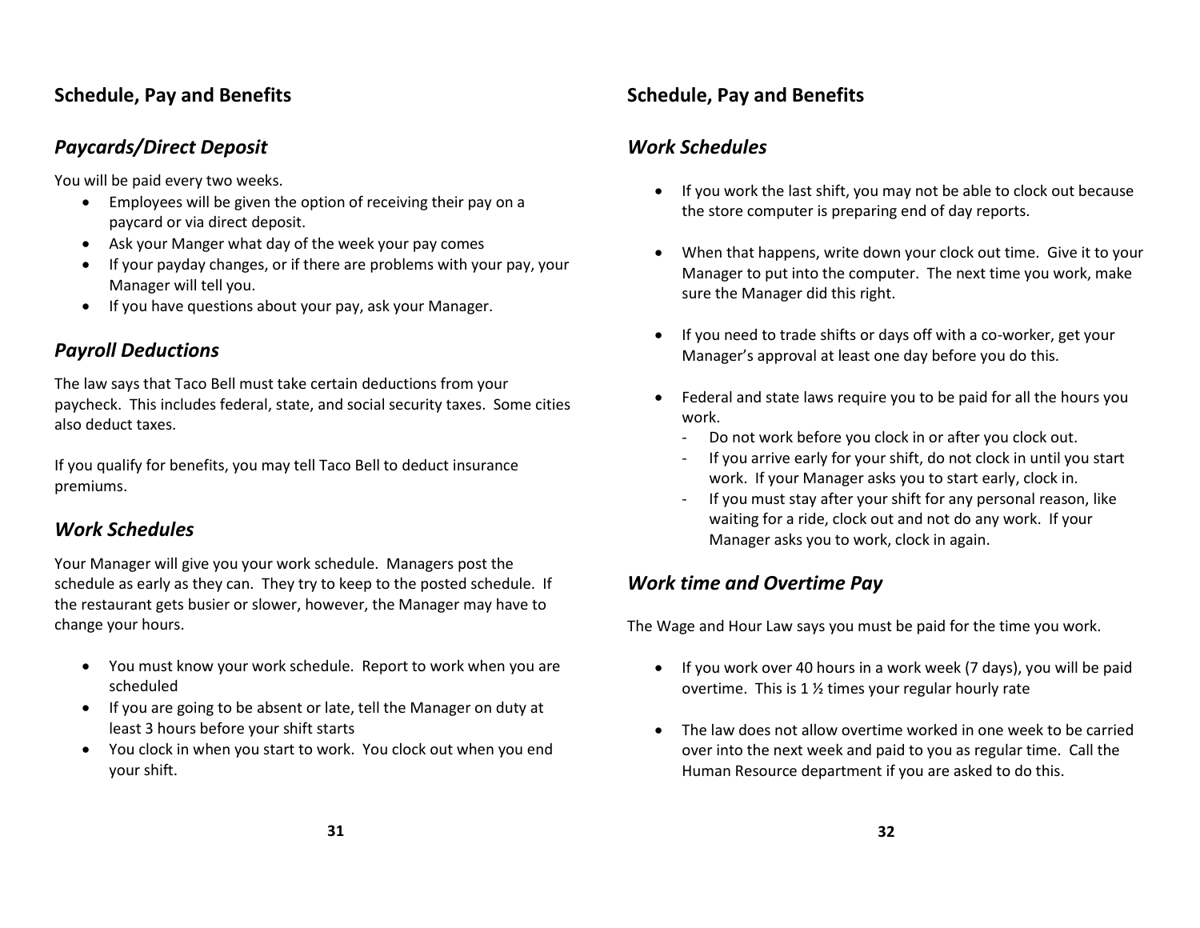## Schedule, Pay and Benefits

### *Paycards/Direct Deposit*

You will be paid every two weeks.

- Employees will be given the option of receiving their pay on a paycard or via direct deposit.
- Ask your Manger what day of the week your pay comes
- If your payday changes, or if there are problems with your pay, your Manager will tell you.
- If you have questions about your pay, ask your Manager.

### *Payroll Deductions*

The law says that Taco Bell must take certain deductions from your paycheck. This includes federal, state, and social security taxes. Some cities also deduct taxes.

If you qualify for benefits, you may tell Taco Bell to deduct insurance premiums.

### *Work Schedules*

Your Manager will give you your work schedule. Managers post the schedule as early as they can. They try to keep to the posted schedule. If the restaurant gets busier or slower, however, the Manager may have to change your hours.

- You must know your work schedule. Report to work when you are scheduled
- If you are going to be absent or late, tell the Manager on duty at least 3 hours before your shift starts
- You clock in when you start to work. You clock out when you end your shift.

## Schedule, Pay and Benefits

### *Work Schedules*

- If you work the last shift, you may not be able to clock out because the store computer is preparing end of day reports.
- When that happens, write down your clock out time. Give it to your Manager to put into the computer. The next time you work, make sure the Manager did this right.
- If you need to trade shifts or days off with a co-worker, get your Manager's approval at least one day before you do this.
- Federal and state laws require you to be paid for all the hours you work.
  - Do not work before you clock in or after you clock out.
  - If you arrive early for your shift, do not clock in until you start work. If your Manager asks you to start early, clock in.
  - If you must stay after your shift for any personal reason, like waiting for a ride, clock out and not do any work. If your Manager asks you to work, clock in again.

### *Work time and Overtime Pay*

The Wage and Hour Law says you must be paid for the time you work.

- If you work over 40 hours in a work week (7 days), you will be paid overtime. This is 1 ½ times your regular hourly rate
- The law does not allow overtime worked in one week to be carried over into the next week and paid to you as regular time. Call the Human Resource department if you are asked to do this.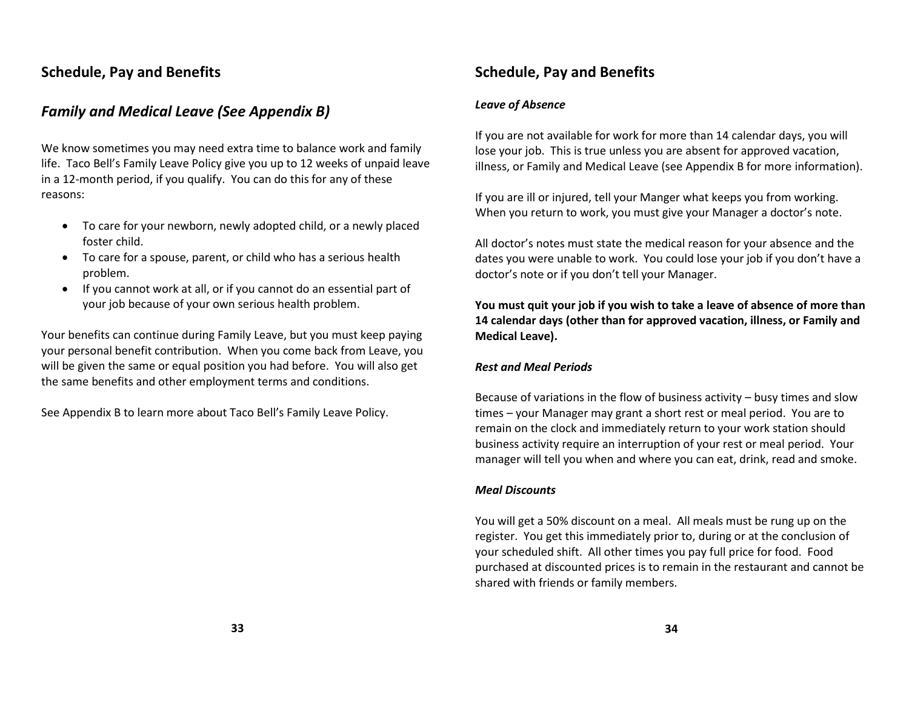## Schedule, Pay and Benefits

### *Family and Medical Leave (See Appendix B)*

We know sometimes you may need extra time to balance work and family life. Taco Bell's Family Leave Policy give you up to 12 weeks of unpaid leave in a 12-month period, if you qualify. You can do this for any of these reasons:

- To care for your newborn, newly adopted child, or a newly placed foster child.
- To care for a spouse, parent, or child who has a serious health problem.
- If you cannot work at all, or if you cannot do an essential part of your job because of your own serious health problem.

Your benefits can continue during Family Leave, but you must keep paying your personal benefit contribution. When you come back from Leave, you will be given the same or equal position you had before. You will also get the same benefits and other employment terms and conditions.

See Appendix B to learn more about Taco Bell's Family Leave Policy.

## Schedule, Pay and Benefits

#### ***Leave of Absence***

If you are not available for work for more than 14 calendar days, you will lose your job. This is true unless you are absent for approved vacation, illness, or Family and Medical Leave (see Appendix B for more information).

If you are ill or injured, tell your Manger what keeps you from working. When you return to work, you must give your Manager a doctor's note.

All doctor's notes must state the medical reason for your absence and the dates you were unable to work. You could lose your job if you don't have a doctor's note or if you don't tell your Manager.

**You must quit your job if you wish to take a leave of absence of more than 14 calendar days (other than for approved vacation, illness, or Family and Medical Leave).**

#### ***Rest and Meal Periods***

Because of variations in the flow of business activity – busy times and slow times – your Manager may grant a short rest or meal period. You are to remain on the clock and immediately return to your work station should business activity require an interruption of your rest or meal period. Your manager will tell you when and where you can eat, drink, read and smoke.

#### ***Meal Discounts***

You will get a 50% discount on a meal. All meals must be rung up on the register. You get this immediately prior to, during or at the conclusion of your scheduled shift. All other times you pay full price for food. Food purchased at discounted prices is to remain in the restaurant and cannot be shared with friends or family members.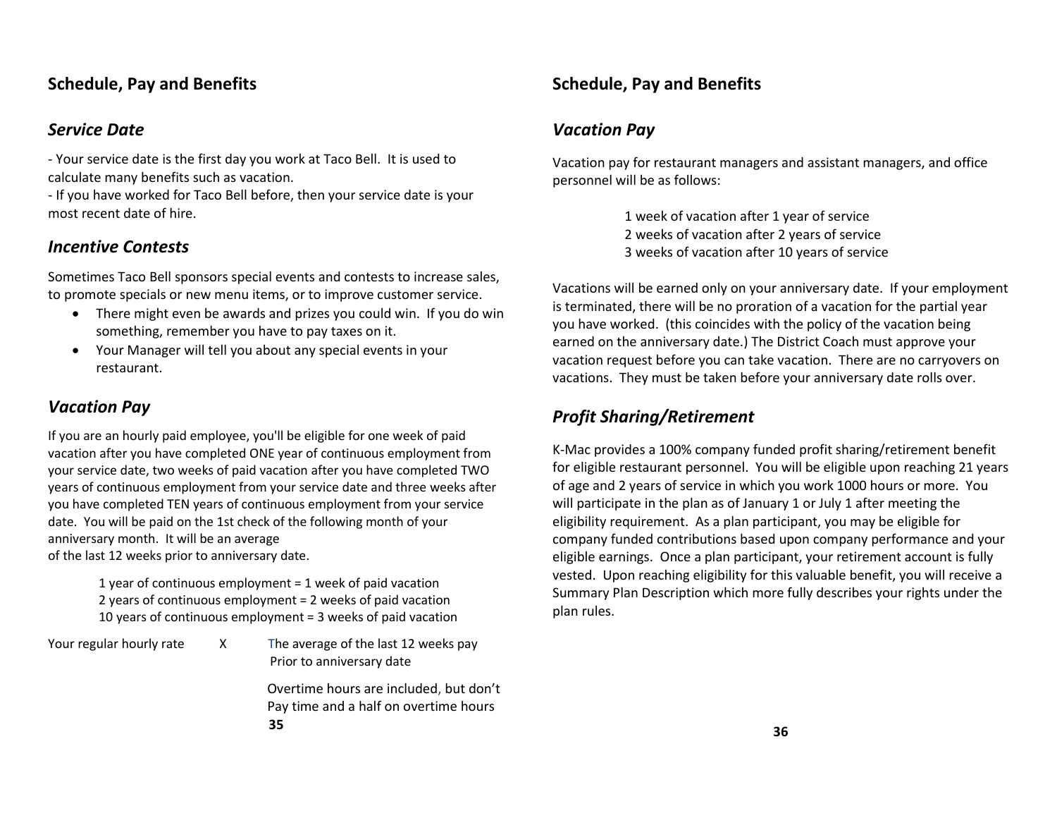## Schedule, Pay and Benefits

### *Service Date*

- Your service date is the first day you work at Taco Bell. It is used to calculate many benefits such as vacation.
- If you have worked for Taco Bell before, then your service date is your most recent date of hire.

### *Incentive Contests*

Sometimes Taco Bell sponsors special events and contests to increase sales, to promote specials or new menu items, or to improve customer service.

- There might even be awards and prizes you could win. If you do win something, remember you have to pay taxes on it.
- Your Manager will tell you about any special events in your restaurant.

### *Vacation Pay*

If you are an hourly paid employee, you'll be eligible for one week of paid vacation after you have completed ONE year of continuous employment from your service date, two weeks of paid vacation after you have completed TWO years of continuous employment from your service date and three weeks after you have completed TEN years of continuous employment from your service date. You will be paid on the 1st check of the following month of your anniversary month. It will be an average of the last 12 weeks prior to anniversary date.

1 year of continuous employment = 1 week of paid vacation
2 years of continuous employment = 2 weeks of paid vacation
10 years of continuous employment = 3 weeks of paid vacation

Your regular hourly rate X The average of the last 12 weeks pay Prior to anniversary date

Overtime hours are included, but don't Pay time and a half on overtime hours

## Schedule, Pay and Benefits

### *Vacation Pay*

Vacation pay for restaurant managers and assistant managers, and office personnel will be as follows:

1 week of vacation after 1 year of service
2 weeks of vacation after 2 years of service
3 weeks of vacation after 10 years of service

Vacations will be earned only on your anniversary date. If your employment is terminated, there will be no proration of a vacation for the partial year you have worked. (this coincides with the policy of the vacation being earned on the anniversary date.) The District Coach must approve your vacation request before you can take vacation. There are no carryovers on vacations. They must be taken before your anniversary date rolls over.

### *Profit Sharing/Retirement*

K-Mac provides a 100% company funded profit sharing/retirement benefit for eligible restaurant personnel. You will be eligible upon reaching 21 years of age and 2 years of service in which you work 1000 hours or more. You will participate in the plan as of January 1 or July 1 after meeting the eligibility requirement. As a plan participant, you may be eligible for company funded contributions based upon company performance and your eligible earnings. Once a plan participant, your retirement account is fully vested. Upon reaching eligibility for this valuable benefit, you will receive a Summary Plan Description which more fully describes your rights under the plan rules.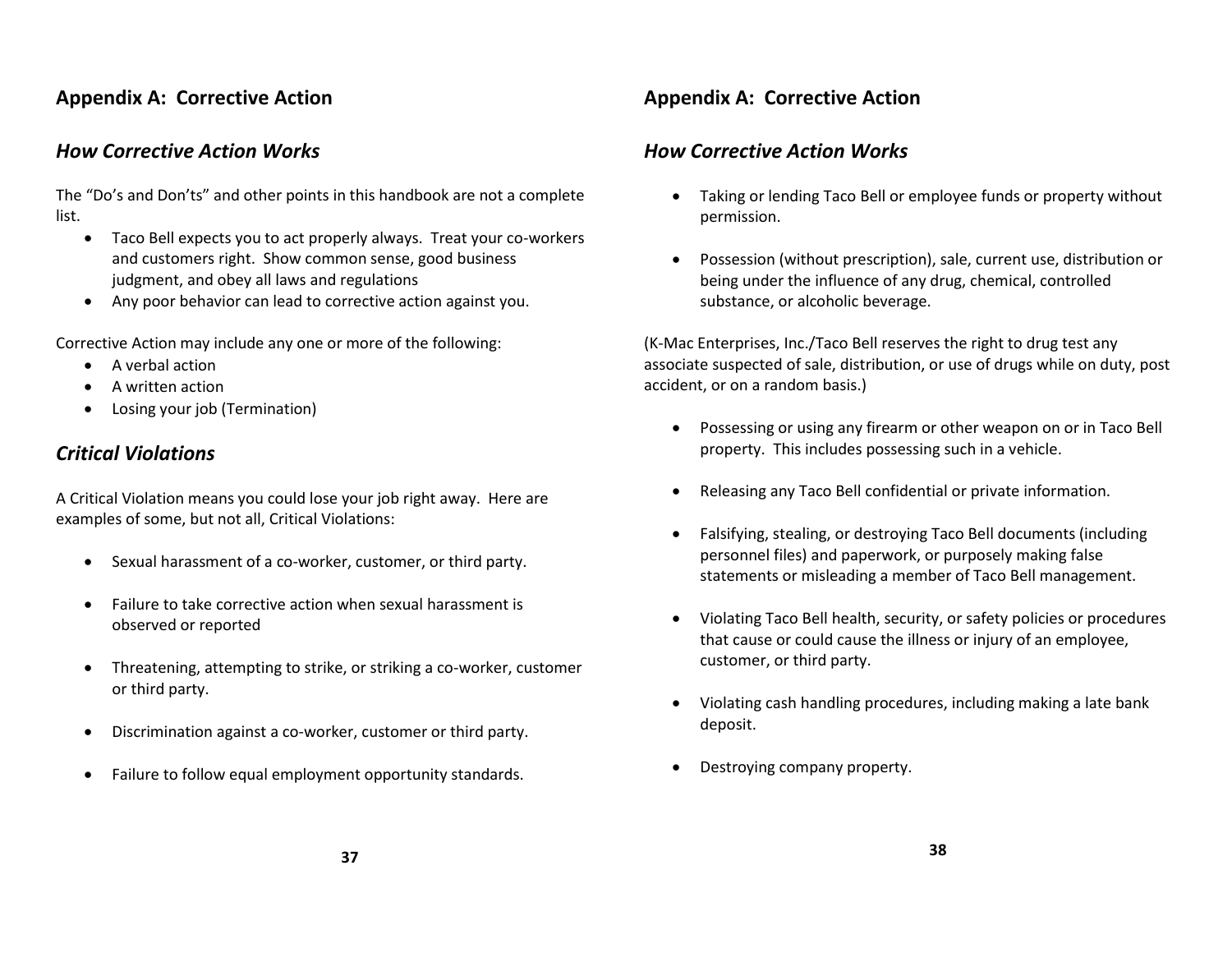## Appendix A: Corrective Action

### *How Corrective Action Works*

The "Do's and Don'ts" and other points in this handbook are not a complete list.

- Taco Bell expects you to act properly always. Treat your co-workers and customers right. Show common sense, good business judgment, and obey all laws and regulations
- Any poor behavior can lead to corrective action against you.

Corrective Action may include any one or more of the following:

- A verbal action
- A written action
- Losing your job (Termination)

### *Critical Violations*

A Critical Violation means you could lose your job right away. Here are examples of some, but not all, Critical Violations:

- Sexual harassment of a co-worker, customer, or third party.
- Failure to take corrective action when sexual harassment is observed or reported
- Threatening, attempting to strike, or striking a co-worker, customer or third party.
- Discrimination against a co-worker, customer or third party.
- Failure to follow equal employment opportunity standards.

## Appendix A: Corrective Action

### *How Corrective Action Works*

- Taking or lending Taco Bell or employee funds or property without permission.
- Possession (without prescription), sale, current use, distribution or being under the influence of any drug, chemical, controlled substance, or alcoholic beverage.

(K-Mac Enterprises, Inc./Taco Bell reserves the right to drug test any associate suspected of sale, distribution, or use of drugs while on duty, post accident, or on a random basis.)

- Possessing or using any firearm or other weapon on or in Taco Bell property. This includes possessing such in a vehicle.
- Releasing any Taco Bell confidential or private information.
- Falsifying, stealing, or destroying Taco Bell documents (including personnel files) and paperwork, or purposely making false statements or misleading a member of Taco Bell management.
- Violating Taco Bell health, security, or safety policies or procedures that cause or could cause the illness or injury of an employee, customer, or third party.
- Violating cash handling procedures, including making a late bank deposit.
- Destroying company property.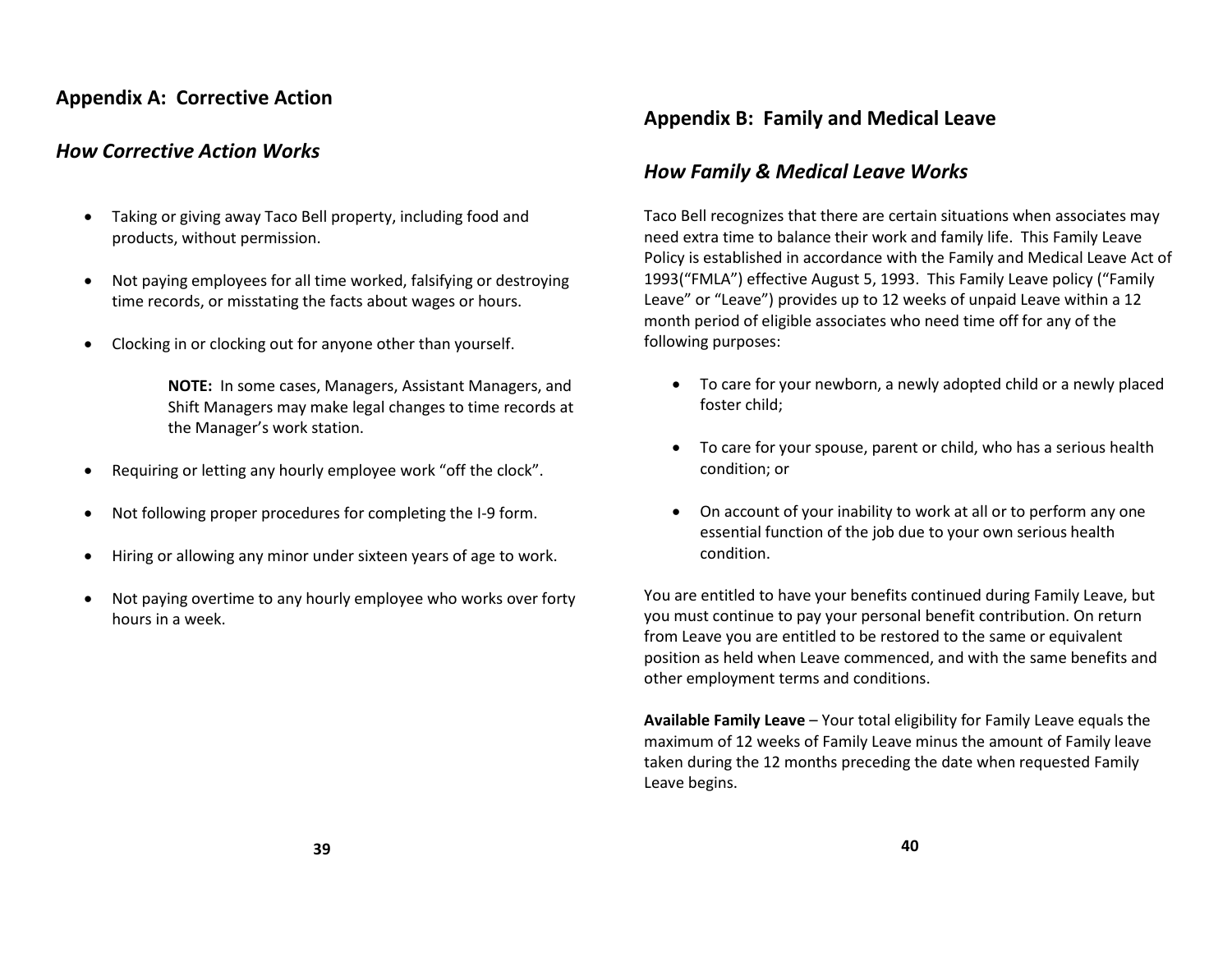## Appendix A: Corrective Action

### *How Corrective Action Works*

- Taking or giving away Taco Bell property, including food and products, without permission.
- Not paying employees for all time worked, falsifying or destroying time records, or misstating the facts about wages or hours.
- Clocking in or clocking out for anyone other than yourself.

  **NOTE:** In some cases, Managers, Assistant Managers, and Shift Managers may make legal changes to time records at the Manager's work station.

- Requiring or letting any hourly employee work "off the clock".
- Not following proper procedures for completing the I-9 form.
- Hiring or allowing any minor under sixteen years of age to work.
- Not paying overtime to any hourly employee who works over forty hours in a week.

## Appendix B: Family and Medical Leave

### *How Family & Medical Leave Works*

Taco Bell recognizes that there are certain situations when associates may need extra time to balance their work and family life. This Family Leave Policy is established in accordance with the Family and Medical Leave Act of 1993("FMLA") effective August 5, 1993. This Family Leave policy ("Family Leave" or "Leave") provides up to 12 weeks of unpaid Leave within a 12 month period of eligible associates who need time off for any of the following purposes:

- To care for your newborn, a newly adopted child or a newly placed foster child;
- To care for your spouse, parent or child, who has a serious health condition; or
- On account of your inability to work at all or to perform any one essential function of the job due to your own serious health condition.

You are entitled to have your benefits continued during Family Leave, but you must continue to pay your personal benefit contribution. On return from Leave you are entitled to be restored to the same or equivalent position as held when Leave commenced, and with the same benefits and other employment terms and conditions.

**Available Family Leave** – Your total eligibility for Family Leave equals the maximum of 12 weeks of Family Leave minus the amount of Family leave taken during the 12 months preceding the date when requested Family Leave begins.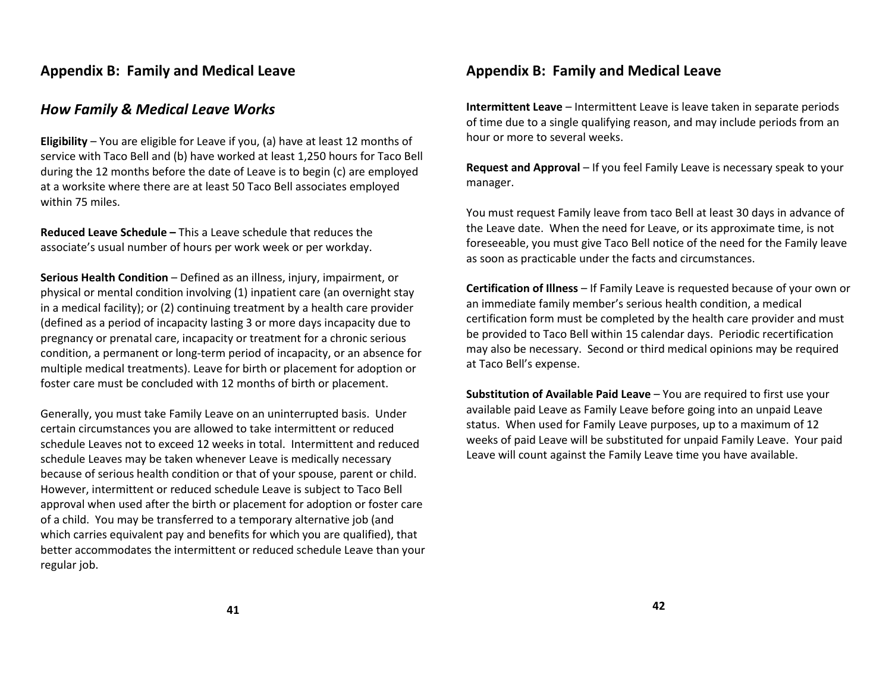## Appendix B: Family and Medical Leave

### *How Family & Medical Leave Works*

**Eligibility** – You are eligible for Leave if you, (a) have at least 12 months of service with Taco Bell and (b) have worked at least 1,250 hours for Taco Bell during the 12 months before the date of Leave is to begin (c) are employed at a worksite where there are at least 50 Taco Bell associates employed within 75 miles.

**Reduced Leave Schedule –** This a Leave schedule that reduces the associate's usual number of hours per work week or per workday.

**Serious Health Condition** – Defined as an illness, injury, impairment, or physical or mental condition involving (1) inpatient care (an overnight stay in a medical facility); or (2) continuing treatment by a health care provider (defined as a period of incapacity lasting 3 or more days incapacity due to pregnancy or prenatal care, incapacity or treatment for a chronic serious condition, a permanent or long-term period of incapacity, or an absence for multiple medical treatments). Leave for birth or placement for adoption or foster care must be concluded with 12 months of birth or placement.

Generally, you must take Family Leave on an uninterrupted basis. Under certain circumstances you are allowed to take intermittent or reduced schedule Leaves not to exceed 12 weeks in total. Intermittent and reduced schedule Leaves may be taken whenever Leave is medically necessary because of serious health condition or that of your spouse, parent or child. However, intermittent or reduced schedule Leave is subject to Taco Bell approval when used after the birth or placement for adoption or foster care of a child. You may be transferred to a temporary alternative job (and which carries equivalent pay and benefits for which you are qualified), that better accommodates the intermittent or reduced schedule Leave than your regular job.

## Appendix B: Family and Medical Leave

**Intermittent Leave** – Intermittent Leave is leave taken in separate periods of time due to a single qualifying reason, and may include periods from an hour or more to several weeks.

**Request and Approval** – If you feel Family Leave is necessary speak to your manager.

You must request Family leave from taco Bell at least 30 days in advance of the Leave date. When the need for Leave, or its approximate time, is not foreseeable, you must give Taco Bell notice of the need for the Family leave as soon as practicable under the facts and circumstances.

**Certification of Illness** – If Family Leave is requested because of your own or an immediate family member's serious health condition, a medical certification form must be completed by the health care provider and must be provided to Taco Bell within 15 calendar days. Periodic recertification may also be necessary. Second or third medical opinions may be required at Taco Bell's expense.

**Substitution of Available Paid Leave** – You are required to first use your available paid Leave as Family Leave before going into an unpaid Leave status. When used for Family Leave purposes, up to a maximum of 12 weeks of paid Leave will be substituted for unpaid Family Leave. Your paid Leave will count against the Family Leave time you have available.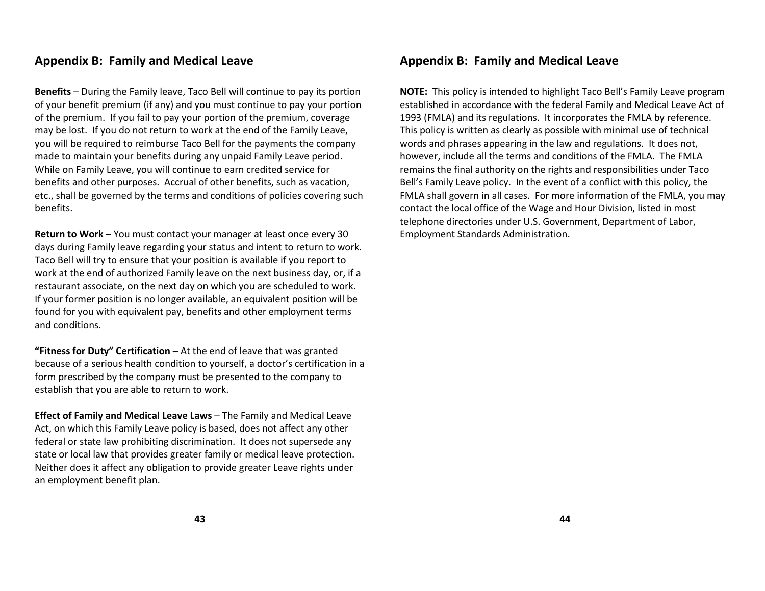## Appendix B: Family and Medical Leave

**Benefits** – During the Family leave, Taco Bell will continue to pay its portion of your benefit premium (if any) and you must continue to pay your portion of the premium. If you fail to pay your portion of the premium, coverage may be lost. If you do not return to work at the end of the Family Leave, you will be required to reimburse Taco Bell for the payments the company made to maintain your benefits during any unpaid Family Leave period. While on Family Leave, you will continue to earn credited service for benefits and other purposes. Accrual of other benefits, such as vacation, etc., shall be governed by the terms and conditions of policies covering such benefits.

**Return to Work** – You must contact your manager at least once every 30 days during Family leave regarding your status and intent to return to work. Taco Bell will try to ensure that your position is available if you report to work at the end of authorized Family leave on the next business day, or, if a restaurant associate, on the next day on which you are scheduled to work. If your former position is no longer available, an equivalent position will be found for you with equivalent pay, benefits and other employment terms and conditions.

**"Fitness for Duty" Certification** – At the end of leave that was granted because of a serious health condition to yourself, a doctor's certification in a form prescribed by the company must be presented to the company to establish that you are able to return to work.

**Effect of Family and Medical Leave Laws** – The Family and Medical Leave Act, on which this Family Leave policy is based, does not affect any other federal or state law prohibiting discrimination. It does not supersede any state or local law that provides greater family or medical leave protection. Neither does it affect any obligation to provide greater Leave rights under an employment benefit plan.

## Appendix B: Family and Medical Leave

**NOTE:** This policy is intended to highlight Taco Bell's Family Leave program established in accordance with the federal Family and Medical Leave Act of 1993 (FMLA) and its regulations. It incorporates the FMLA by reference. This policy is written as clearly as possible with minimal use of technical words and phrases appearing in the law and regulations. It does not, however, include all the terms and conditions of the FMLA. The FMLA remains the final authority on the rights and responsibilities under Taco Bell's Family Leave policy. In the event of a conflict with this policy, the FMLA shall govern in all cases. For more information of the FMLA, you may contact the local office of the Wage and Hour Division, listed in most telephone directories under U.S. Government, Department of Labor, Employment Standards Administration.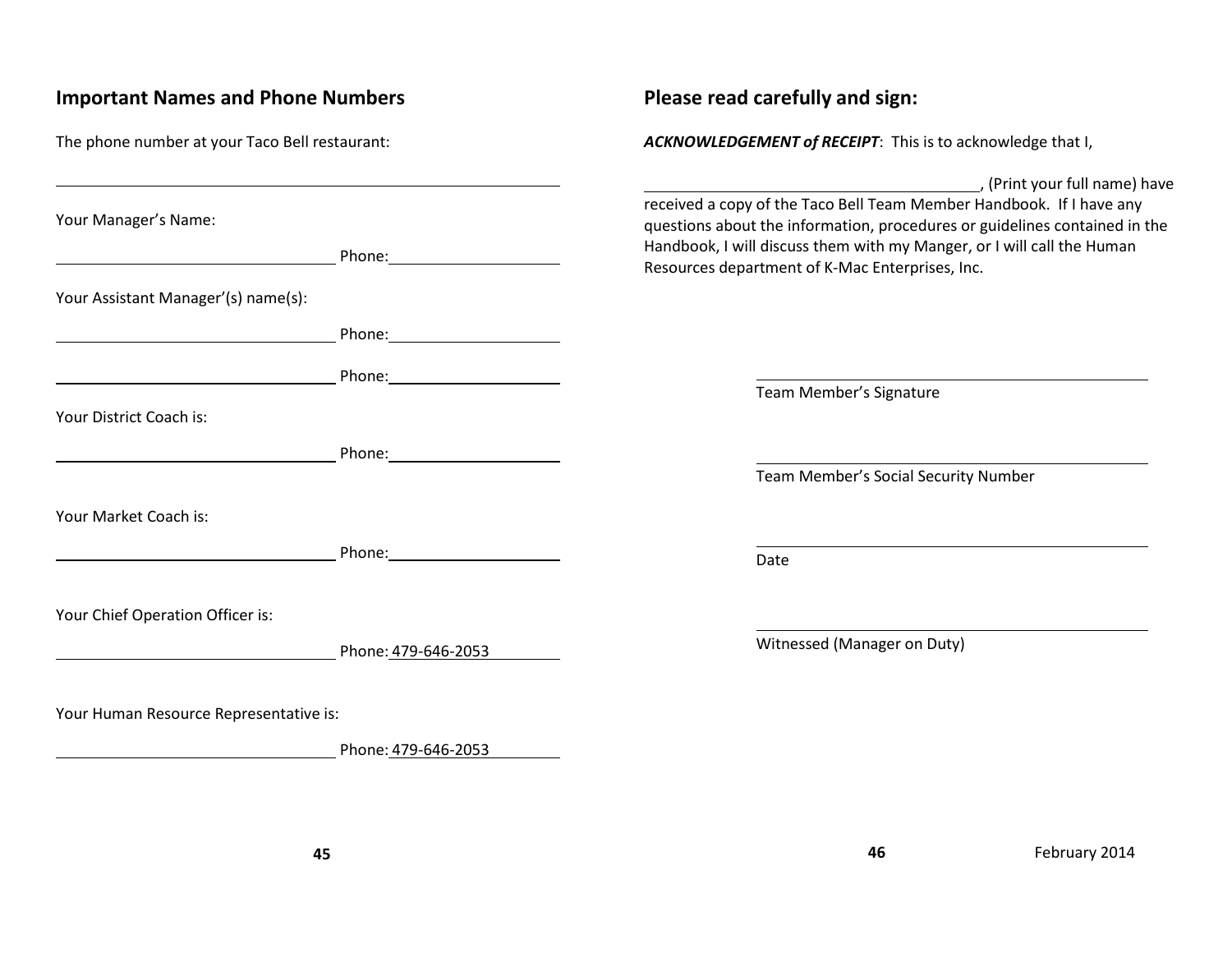## Important Names and Phone Numbers

The phone number at your Taco Bell restaurant:

\_\_\_\_\_\_\_\_\_\_\_\_\_\_\_\_\_\_\_\_\_\_\_\_\_\_\_\_\_\_\_\_\_\_\_\_\_\_\_\_\_\_

Your Manager's Name:

\_\_\_\_\_\_\_\_\_\_\_\_\_\_\_\_\_\_\_\_\_\_\_ Phone:\_\_\_\_\_\_\_\_\_\_\_\_\_\_

Your Assistant Manager'(s) name(s):

\_\_\_\_\_\_\_\_\_\_\_\_\_\_\_\_\_\_\_\_\_\_\_ Phone:\_\_\_\_\_\_\_\_\_\_\_\_\_\_

\_\_\_\_\_\_\_\_\_\_\_\_\_\_\_\_\_\_\_\_\_\_\_ Phone:\_\_\_\_\_\_\_\_\_\_\_\_\_\_

Your District Coach is:

\_\_\_\_\_\_\_\_\_\_\_\_\_\_\_\_\_\_\_\_\_\_\_ Phone:\_\_\_\_\_\_\_\_\_\_\_\_\_\_

Your Market Coach is:

\_\_\_\_\_\_\_\_\_\_\_\_\_\_\_\_\_\_\_\_\_\_\_ Phone:\_\_\_\_\_\_\_\_\_\_\_\_\_\_

Your Chief Operation Officer is:

\_\_\_\_\_\_\_\_\_\_\_\_\_\_\_\_\_\_\_\_\_\_\_ Phone: 479-646-2053

Your Human Resource Representative is:

\_\_\_\_\_\_\_\_\_\_\_\_\_\_\_\_\_\_\_\_\_\_\_ Phone: 479-646-2053

## Please read carefully and sign:

***ACKNOWLEDGEMENT of RECEIPT***: This is to acknowledge that I,

\_\_\_\_\_\_\_\_\_\_\_\_\_\_\_\_\_\_\_\_\_\_\_\_\_\_\_\_\_\_, (Print your full name) have received a copy of the Taco Bell Team Member Handbook. If I have any questions about the information, procedures or guidelines contained in the Handbook, I will discuss them with my Manger, or I will call the Human Resources department of K-Mac Enterprises, Inc.

\_\_\_\_\_\_\_\_\_\_\_\_\_\_\_\_\_\_\_\_\_\_\_\_\_\_\_\_\_\_

Team Member's Signature

\_\_\_\_\_\_\_\_\_\_\_\_\_\_\_\_\_\_\_\_\_\_\_\_\_\_\_\_\_\_

Team Member's Social Security Number

\_\_\_\_\_\_\_\_\_\_\_\_\_\_\_\_\_\_\_\_\_\_\_\_\_\_\_\_\_\_

Date

\_\_\_\_\_\_\_\_\_\_\_\_\_\_\_\_\_\_\_\_\_\_\_\_\_\_\_\_\_\_

Witnessed (Manager on Duty)

February 2014